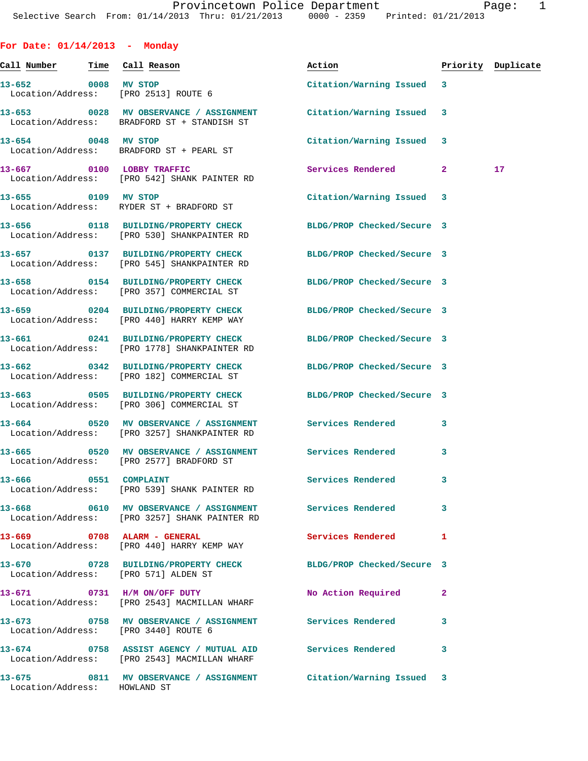## For Date: 01/14/2013 - Monday

| Call Number | Time | Call Reason | Action | Priority | Duplicate |
|---|---|---|---|---|---|
| 13-652 | 0008 | MV STOP | Citation/Warning Issued | 3 | |
| Location/Address: | | [PRO 2513] ROUTE 6 | | | |
| 13-653 | 0028 | MV OBSERVANCE / ASSIGNMENT | Citation/Warning Issued | 3 | |
| Location/Address: | | BRADFORD ST + STANDISH ST | | | |
| 13-654 | 0048 | MV STOP | Citation/Warning Issued | 3 | |
| Location/Address: | | BRADFORD ST + PEARL ST | | | |
| 13-667 | 0100 | LOBBY TRAFFIC | Services Rendered | 2 | 17 |
| Location/Address: | | [PRO 542] SHANK PAINTER RD | | | |
| 13-655 | 0109 | MV STOP | Citation/Warning Issued | 3 | |
| Location/Address: | | RYDER ST + BRADFORD ST | | | |
| 13-656 | 0118 | BUILDING/PROPERTY CHECK | BLDG/PROP Checked/Secure | 3 | |
| Location/Address: | | [PRO 530] SHANKPAINTER RD | | | |
| 13-657 | 0137 | BUILDING/PROPERTY CHECK | BLDG/PROP Checked/Secure | 3 | |
| Location/Address: | | [PRO 545] SHANKPAINTER RD | | | |
| 13-658 | 0154 | BUILDING/PROPERTY CHECK | BLDG/PROP Checked/Secure | 3 | |
| Location/Address: | | [PRO 357] COMMERCIAL ST | | | |
| 13-659 | 0204 | BUILDING/PROPERTY CHECK | BLDG/PROP Checked/Secure | 3 | |
| Location/Address: | | [PRO 440] HARRY KEMP WAY | | | |
| 13-661 | 0241 | BUILDING/PROPERTY CHECK | BLDG/PROP Checked/Secure | 3 | |
| Location/Address: | | [PRO 1778] SHANKPAINTER RD | | | |
| 13-662 | 0342 | BUILDING/PROPERTY CHECK | BLDG/PROP Checked/Secure | 3 | |
| Location/Address: | | [PRO 182] COMMERCIAL ST | | | |
| 13-663 | 0505 | BUILDING/PROPERTY CHECK | BLDG/PROP Checked/Secure | 3 | |
| Location/Address: | | [PRO 306] COMMERCIAL ST | | | |
| 13-664 | 0520 | MV OBSERVANCE / ASSIGNMENT | Services Rendered | 3 | |
| Location/Address: | | [PRO 3257] SHANKPAINTER RD | | | |
| 13-665 | 0520 | MV OBSERVANCE / ASSIGNMENT | Services Rendered | 3 | |
| Location/Address: | | [PRO 2577] BRADFORD ST | | | |
| 13-666 | 0551 | COMPLAINT | Services Rendered | 3 | |
| Location/Address: | | [PRO 539] SHANK PAINTER RD | | | |
| 13-668 | 0610 | MV OBSERVANCE / ASSIGNMENT | Services Rendered | 3 | |
| Location/Address: | | [PRO 3257] SHANK PAINTER RD | | | |
| 13-669 | 0708 | ALARM - GENERAL | Services Rendered | 1 | |
| Location/Address: | | [PRO 440] HARRY KEMP WAY | | | |
| 13-670 | 0728 | BUILDING/PROPERTY CHECK | BLDG/PROP Checked/Secure | 3 | |
| Location/Address: | | [PRO 571] ALDEN ST | | | |
| 13-671 | 0731 | H/M ON/OFF DUTY | No Action Required | 2 | |
| Location/Address: | | [PRO 2543] MACMILLAN WHARF | | | |
| 13-673 | 0758 | MV OBSERVANCE / ASSIGNMENT | Services Rendered | 3 | |
| Location/Address: | | [PRO 3440] ROUTE 6 | | | |
| 13-674 | 0758 | ASSIST AGENCY / MUTUAL AID | Services Rendered | 3 | |
| Location/Address: | | [PRO 2543] MACMILLAN WHARF | | | |
| 13-675 | 0811 | MV OBSERVANCE / ASSIGNMENT | Citation/Warning Issued | 3 | |
| Location/Address: | | HOWLAND ST | | | |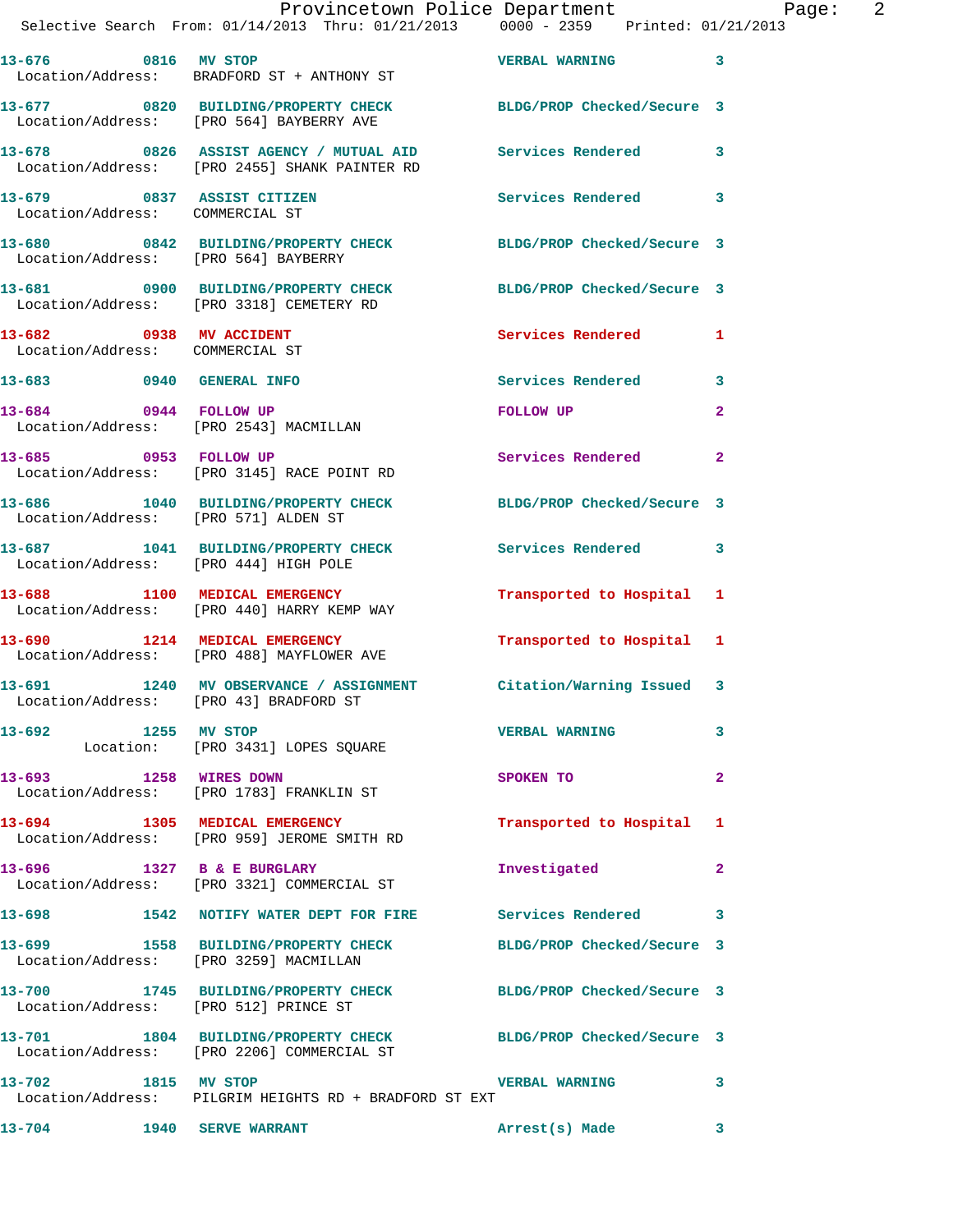Selective Search From: 01/14/2013 Thru: 01/21/2013 0000 - 2359 Printed: 01/21/2013

| Call # | Time | Call Type | Disposition | Priority |
|---|---|---|---|---|
| 13-676 | 0816 | MV STOP | VERBAL WARNING | 3 |
| Location/Address: | | BRADFORD ST + ANTHONY ST | | |
| 13-677 | 0820 | BUILDING/PROPERTY CHECK | BLDG/PROP Checked/Secure | 3 |
| Location/Address: | | [PRO 564] BAYBERRY AVE | | |
| 13-678 | 0826 | ASSIST AGENCY / MUTUAL AID | Services Rendered | 3 |
| Location/Address: | | [PRO 2455] SHANK PAINTER RD | | |
| 13-679 | 0837 | ASSIST CITIZEN | Services Rendered | 3 |
| Location/Address: | | COMMERCIAL ST | | |
| 13-680 | 0842 | BUILDING/PROPERTY CHECK | BLDG/PROP Checked/Secure | 3 |
| Location/Address: | | [PRO 564] BAYBERRY | | |
| 13-681 | 0900 | BUILDING/PROPERTY CHECK | BLDG/PROP Checked/Secure | 3 |
| Location/Address: | | [PRO 3318] CEMETERY RD | | |
| 13-682 | 0938 | MV ACCIDENT | Services Rendered | 1 |
| Location/Address: | | COMMERCIAL ST | | |
| 13-683 | 0940 | GENERAL INFO | Services Rendered | 3 |
| 13-684 | 0944 | FOLLOW UP | FOLLOW UP | 2 |
| Location/Address: | | [PRO 2543] MACMILLAN | | |
| 13-685 | 0953 | FOLLOW UP | Services Rendered | 2 |
| Location/Address: | | [PRO 3145] RACE POINT RD | | |
| 13-686 | 1040 | BUILDING/PROPERTY CHECK | BLDG/PROP Checked/Secure | 3 |
| Location/Address: | | [PRO 571] ALDEN ST | | |
| 13-687 | 1041 | BUILDING/PROPERTY CHECK | Services Rendered | 3 |
| Location/Address: | | [PRO 444] HIGH POLE | | |
| 13-688 | 1100 | MEDICAL EMERGENCY | Transported to Hospital | 1 |
| Location/Address: | | [PRO 440] HARRY KEMP WAY | | |
| 13-690 | 1214 | MEDICAL EMERGENCY | Transported to Hospital | 1 |
| Location/Address: | | [PRO 488] MAYFLOWER AVE | | |
| 13-691 | 1240 | MV OBSERVANCE / ASSIGNMENT | Citation/Warning Issued | 3 |
| Location/Address: | | [PRO 43] BRADFORD ST | | |
| 13-692 | 1255 | MV STOP | VERBAL WARNING | 3 |
| Location: | | [PRO 3431] LOPES SQUARE | | |
| 13-693 | 1258 | WIRES DOWN | SPOKEN TO | 2 |
| Location/Address: | | [PRO 1783] FRANKLIN ST | | |
| 13-694 | 1305 | MEDICAL EMERGENCY | Transported to Hospital | 1 |
| Location/Address: | | [PRO 959] JEROME SMITH RD | | |
| 13-696 | 1327 | B & E BURGLARY | Investigated | 2 |
| Location/Address: | | [PRO 3321] COMMERCIAL ST | | |
| 13-698 | 1542 | NOTIFY WATER DEPT FOR FIRE | Services Rendered | 3 |
| 13-699 | 1558 | BUILDING/PROPERTY CHECK | BLDG/PROP Checked/Secure | 3 |
| Location/Address: | | [PRO 3259] MACMILLAN | | |
| 13-700 | 1745 | BUILDING/PROPERTY CHECK | BLDG/PROP Checked/Secure | 3 |
| Location/Address: | | [PRO 512] PRINCE ST | | |
| 13-701 | 1804 | BUILDING/PROPERTY CHECK | BLDG/PROP Checked/Secure | 3 |
| Location/Address: | | [PRO 2206] COMMERCIAL ST | | |
| 13-702 | 1815 | MV STOP | VERBAL WARNING | 3 |
| Location/Address: | | PILGRIM HEIGHTS RD + BRADFORD ST EXT | | |
| 13-704 | 1940 | SERVE WARRANT | Arrest(s) Made | 3 |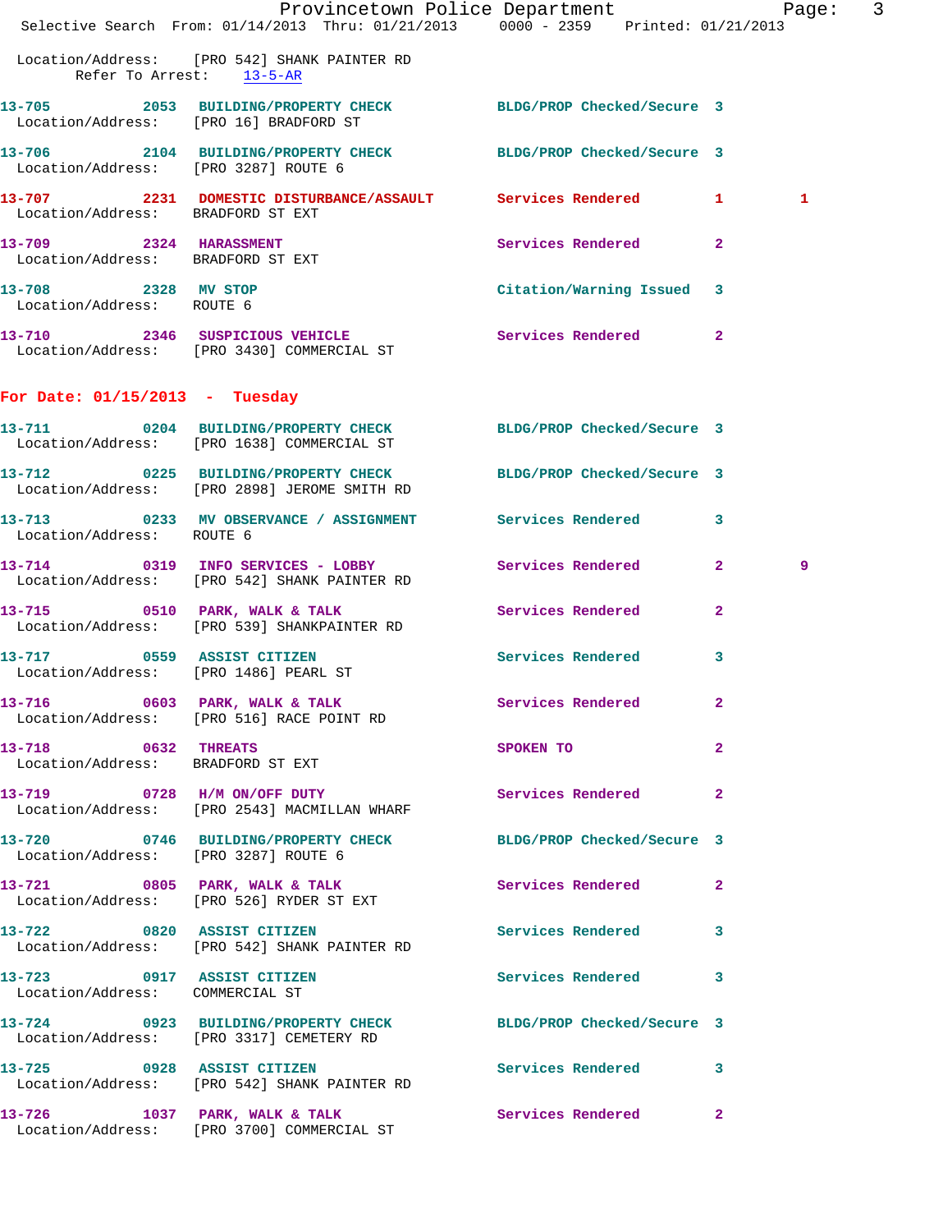Location/Address: [PRO 542] SHANK PAINTER RD
Refer To Arrest: 13-5-AR

13-705 2053 BUILDING/PROPERTY CHECK BLDG/PROP Checked/Secure 3
Location/Address: [PRO 16] BRADFORD ST

13-706 2104 BUILDING/PROPERTY CHECK BLDG/PROP Checked/Secure 3
Location/Address: [PRO 3287] ROUTE 6

13-707 2231 DOMESTIC DISTURBANCE/ASSAULT Services Rendered 1 1
Location/Address: BRADFORD ST EXT

13-709 2324 HARASSMENT Services Rendered 2
Location/Address: BRADFORD ST EXT

13-708 2328 MV STOP Citation/Warning Issued 3
Location/Address: ROUTE 6

13-710 2346 SUSPICIOUS VEHICLE Services Rendered 2
Location/Address: [PRO 3430] COMMERCIAL ST

## For Date: 01/15/2013 - Tuesday

13-711 0204 BUILDING/PROPERTY CHECK BLDG/PROP Checked/Secure 3
Location/Address: [PRO 1638] COMMERCIAL ST

13-712 0225 BUILDING/PROPERTY CHECK BLDG/PROP Checked/Secure 3
Location/Address: [PRO 2898] JEROME SMITH RD

13-713 0233 MV OBSERVANCE / ASSIGNMENT Services Rendered 3
Location/Address: ROUTE 6

13-714 0319 INFO SERVICES - LOBBY Services Rendered 2 9
Location/Address: [PRO 542] SHANK PAINTER RD

13-715 0510 PARK, WALK & TALK Services Rendered 2
Location/Address: [PRO 539] SHANKPAINTER RD

13-717 0559 ASSIST CITIZEN Services Rendered 3
Location/Address: [PRO 1486] PEARL ST

13-716 0603 PARK, WALK & TALK Services Rendered 2
Location/Address: [PRO 516] RACE POINT RD

13-718 0632 THREATS SPOKEN TO 2
Location/Address: BRADFORD ST EXT

13-719 0728 H/M ON/OFF DUTY Services Rendered 2
Location/Address: [PRO 2543] MACMILLAN WHARF

13-720 0746 BUILDING/PROPERTY CHECK BLDG/PROP Checked/Secure 3
Location/Address: [PRO 3287] ROUTE 6

13-721 0805 PARK, WALK & TALK Services Rendered 2
Location/Address: [PRO 526] RYDER ST EXT

13-722 0820 ASSIST CITIZEN Services Rendered 3
Location/Address: [PRO 542] SHANK PAINTER RD

13-723 0917 ASSIST CITIZEN Services Rendered 3
Location/Address: COMMERCIAL ST

13-724 0923 BUILDING/PROPERTY CHECK BLDG/PROP Checked/Secure 3
Location/Address: [PRO 3317] CEMETERY RD

13-725 0928 ASSIST CITIZEN Services Rendered 3
Location/Address: [PRO 542] SHANK PAINTER RD

13-726 1037 PARK, WALK & TALK Services Rendered 2
Location/Address: [PRO 3700] COMMERCIAL ST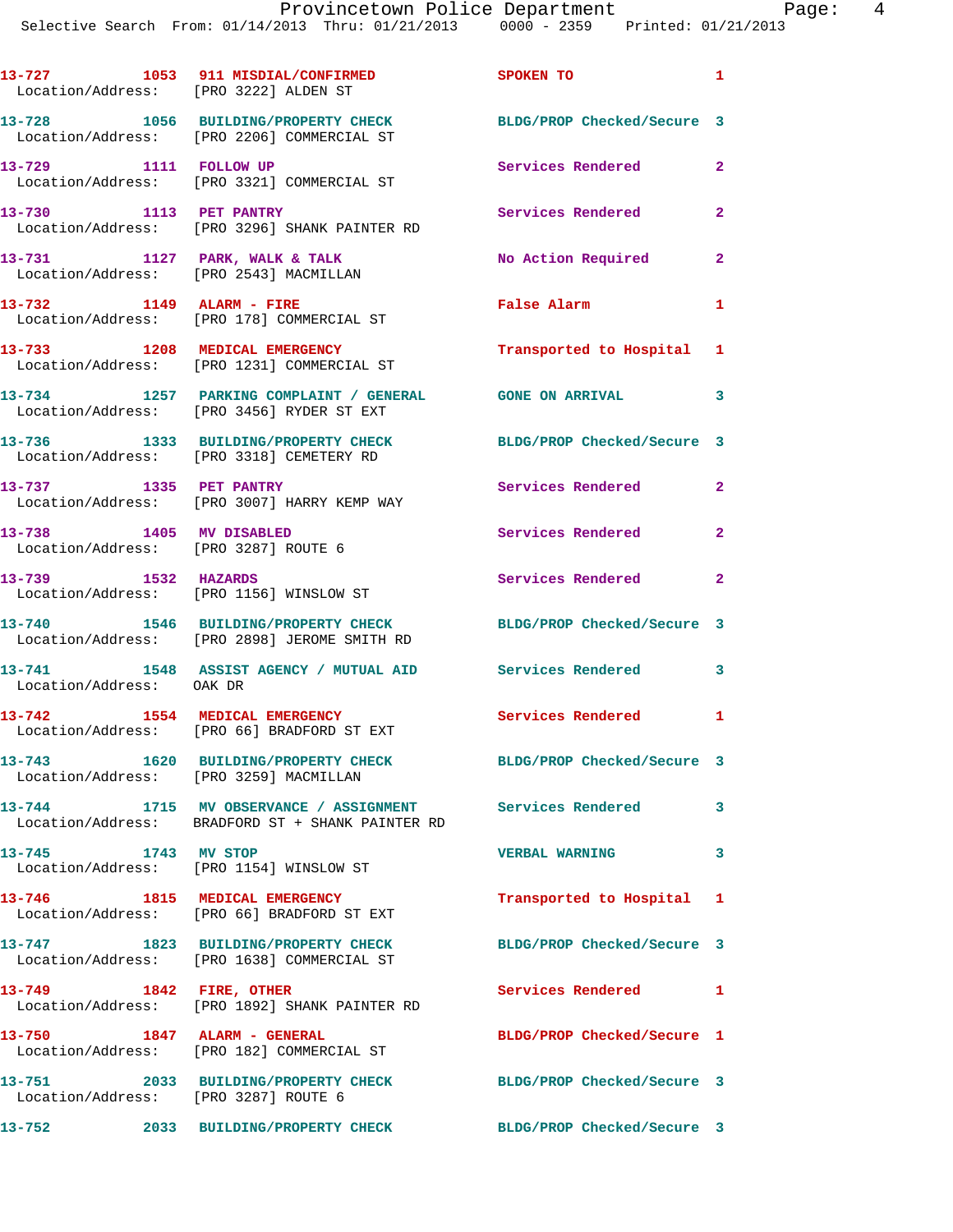13-727 1053 911 MISDIAL/CONFIRMED SPOKEN TO 1
Location/Address: [PRO 3222] ALDEN ST

13-728 1056 BUILDING/PROPERTY CHECK BLDG/PROP Checked/Secure 3
Location/Address: [PRO 2206] COMMERCIAL ST

13-729 1111 FOLLOW UP Services Rendered 2
Location/Address: [PRO 3321] COMMERCIAL ST

13-730 1113 PET PANTRY Services Rendered 2
Location/Address: [PRO 3296] SHANK PAINTER RD

13-731 1127 PARK, WALK & TALK No Action Required 2
Location/Address: [PRO 2543] MACMILLAN

13-732 1149 ALARM - FIRE False Alarm 1
Location/Address: [PRO 178] COMMERCIAL ST

13-733 1208 MEDICAL EMERGENCY Transported to Hospital 1
Location/Address: [PRO 1231] COMMERCIAL ST

13-734 1257 PARKING COMPLAINT / GENERAL GONE ON ARRIVAL 3
Location/Address: [PRO 3456] RYDER ST EXT

13-736 1333 BUILDING/PROPERTY CHECK BLDG/PROP Checked/Secure 3
Location/Address: [PRO 3318] CEMETERY RD

13-737 1335 PET PANTRY Services Rendered 2
Location/Address: [PRO 3007] HARRY KEMP WAY

13-738 1405 MV DISABLED Services Rendered 2
Location/Address: [PRO 3287] ROUTE 6

13-739 1532 HAZARDS Services Rendered 2
Location/Address: [PRO 1156] WINSLOW ST

13-740 1546 BUILDING/PROPERTY CHECK BLDG/PROP Checked/Secure 3
Location/Address: [PRO 2898] JEROME SMITH RD

13-741 1548 ASSIST AGENCY / MUTUAL AID Services Rendered 3
Location/Address: OAK DR

13-742 1554 MEDICAL EMERGENCY Services Rendered 1
Location/Address: [PRO 66] BRADFORD ST EXT

13-743 1620 BUILDING/PROPERTY CHECK BLDG/PROP Checked/Secure 3
Location/Address: [PRO 3259] MACMILLAN

13-744 1715 MV OBSERVANCE / ASSIGNMENT Services Rendered 3
Location/Address: BRADFORD ST + SHANK PAINTER RD

13-745 1743 MV STOP VERBAL WARNING 3
Location/Address: [PRO 1154] WINSLOW ST

13-746 1815 MEDICAL EMERGENCY Transported to Hospital 1
Location/Address: [PRO 66] BRADFORD ST EXT

13-747 1823 BUILDING/PROPERTY CHECK BLDG/PROP Checked/Secure 3
Location/Address: [PRO 1638] COMMERCIAL ST

13-749 1842 FIRE, OTHER Services Rendered 1
Location/Address: [PRO 1892] SHANK PAINTER RD

13-750 1847 ALARM - GENERAL BLDG/PROP Checked/Secure 1
Location/Address: [PRO 182] COMMERCIAL ST

13-751 2033 BUILDING/PROPERTY CHECK BLDG/PROP Checked/Secure 3
Location/Address: [PRO 3287] ROUTE 6

13-752 2033 BUILDING/PROPERTY CHECK BLDG/PROP Checked/Secure 3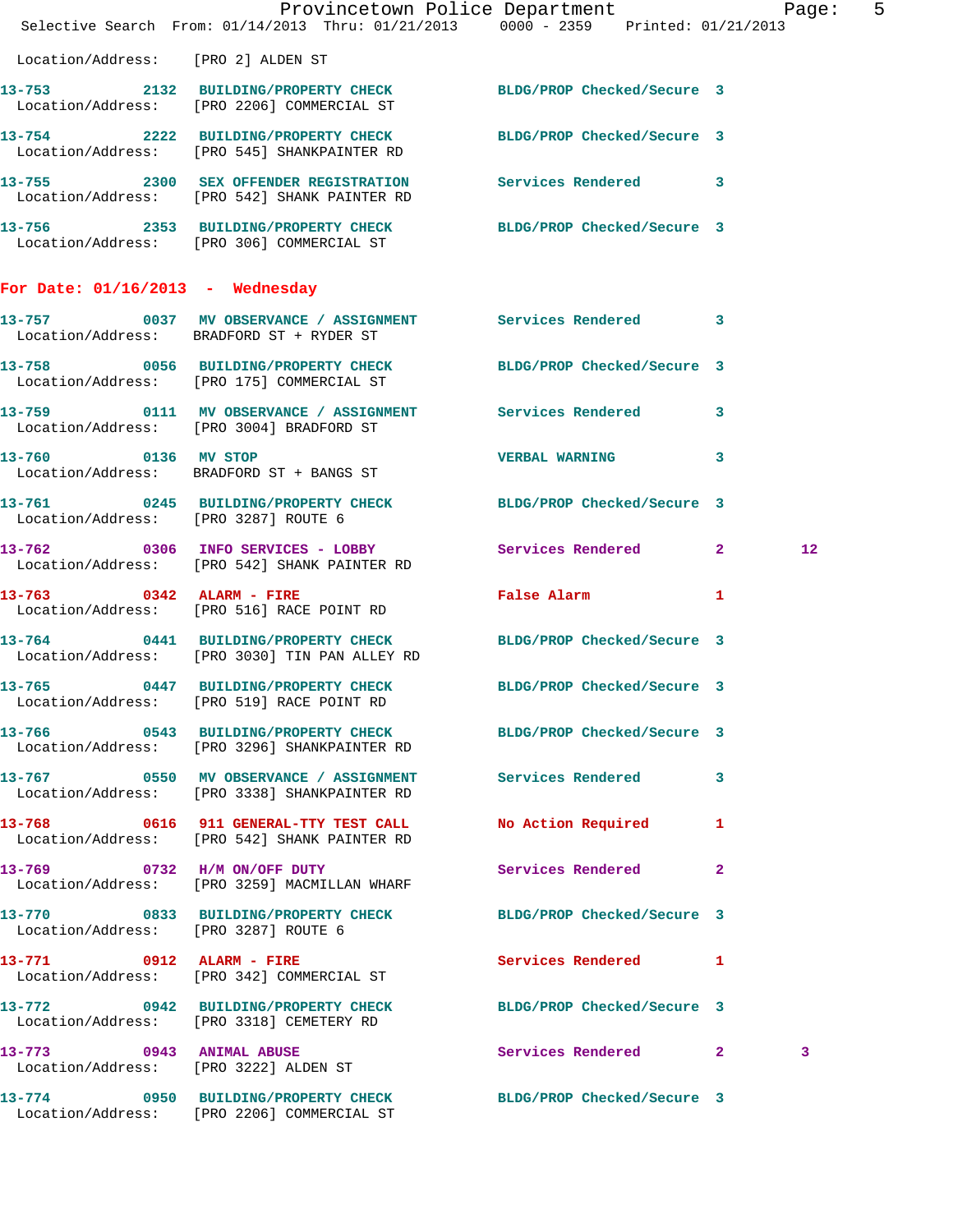Location/Address: [PRO 2] ALDEN ST

| Call # | Time | Call Reason | Action | Priority | |
|---|---|---|---|---|---|
| 13-753 | 2132 | BUILDING/PROPERTY CHECK | BLDG/PROP Checked/Secure | 3 | |
| | | Location/Address: [PRO 2206] COMMERCIAL ST | | | |
| 13-754 | 2222 | BUILDING/PROPERTY CHECK | BLDG/PROP Checked/Secure | 3 | |
| | | Location/Address: [PRO 545] SHANKPAINTER RD | | | |
| 13-755 | 2300 | SEX OFFENDER REGISTRATION | Services Rendered | 3 | |
| | | Location/Address: [PRO 542] SHANK PAINTER RD | | | |
| 13-756 | 2353 | BUILDING/PROPERTY CHECK | BLDG/PROP Checked/Secure | 3 | |
| | | Location/Address: [PRO 306] COMMERCIAL ST | | | |

## For Date: 01/16/2013 - Wednesday

| Call # | Time | Call Reason | Action | Priority | |
|---|---|---|---|---|---|
| 13-757 | 0037 | MV OBSERVANCE / ASSIGNMENT | Services Rendered | 3 | |
| | | Location/Address: BRADFORD ST + RYDER ST | | | |
| 13-758 | 0056 | BUILDING/PROPERTY CHECK | BLDG/PROP Checked/Secure | 3 | |
| | | Location/Address: [PRO 175] COMMERCIAL ST | | | |
| 13-759 | 0111 | MV OBSERVANCE / ASSIGNMENT | Services Rendered | 3 | |
| | | Location/Address: [PRO 3004] BRADFORD ST | | | |
| 13-760 | 0136 | MV STOP | VERBAL WARNING | 3 | |
| | | Location/Address: BRADFORD ST + BANGS ST | | | |
| 13-761 | 0245 | BUILDING/PROPERTY CHECK | BLDG/PROP Checked/Secure | 3 | |
| | | Location/Address: [PRO 3287] ROUTE 6 | | | |
| 13-762 | 0306 | INFO SERVICES - LOBBY | Services Rendered | 2 | 12 |
| | | Location/Address: [PRO 542] SHANK PAINTER RD | | | |
| 13-763 | 0342 | ALARM - FIRE | False Alarm | 1 | |
| | | Location/Address: [PRO 516] RACE POINT RD | | | |
| 13-764 | 0441 | BUILDING/PROPERTY CHECK | BLDG/PROP Checked/Secure | 3 | |
| | | Location/Address: [PRO 3030] TIN PAN ALLEY RD | | | |
| 13-765 | 0447 | BUILDING/PROPERTY CHECK | BLDG/PROP Checked/Secure | 3 | |
| | | Location/Address: [PRO 519] RACE POINT RD | | | |
| 13-766 | 0543 | BUILDING/PROPERTY CHECK | BLDG/PROP Checked/Secure | 3 | |
| | | Location/Address: [PRO 3296] SHANKPAINTER RD | | | |
| 13-767 | 0550 | MV OBSERVANCE / ASSIGNMENT | Services Rendered | 3 | |
| | | Location/Address: [PRO 3338] SHANKPAINTER RD | | | |
| 13-768 | 0616 | 911 GENERAL-TTY TEST CALL | No Action Required | 1 | |
| | | Location/Address: [PRO 542] SHANK PAINTER RD | | | |
| 13-769 | 0732 | H/M ON/OFF DUTY | Services Rendered | 2 | |
| | | Location/Address: [PRO 3259] MACMILLAN WHARF | | | |
| 13-770 | 0833 | BUILDING/PROPERTY CHECK | BLDG/PROP Checked/Secure | 3 | |
| | | Location/Address: [PRO 3287] ROUTE 6 | | | |
| 13-771 | 0912 | ALARM - FIRE | Services Rendered | 1 | |
| | | Location/Address: [PRO 342] COMMERCIAL ST | | | |
| 13-772 | 0942 | BUILDING/PROPERTY CHECK | BLDG/PROP Checked/Secure | 3 | |
| | | Location/Address: [PRO 3318] CEMETERY RD | | | |
| 13-773 | 0943 | ANIMAL ABUSE | Services Rendered | 2 | 3 |
| | | Location/Address: [PRO 3222] ALDEN ST | | | |
| 13-774 | 0950 | BUILDING/PROPERTY CHECK | BLDG/PROP Checked/Secure | 3 | |
| | | Location/Address: [PRO 2206] COMMERCIAL ST | | | |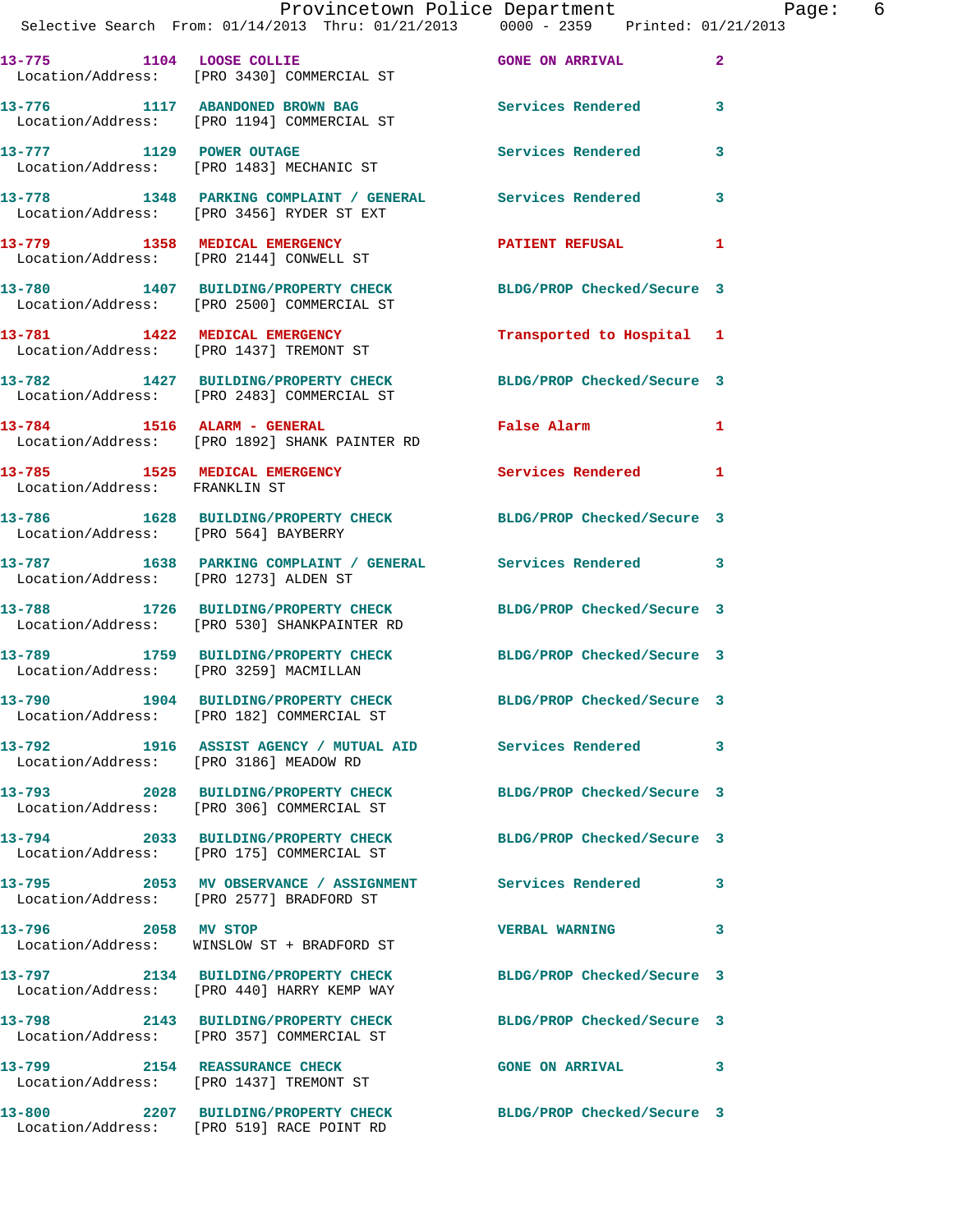13-775 1104 LOOSE COLLIE GONE ON ARRIVAL 2
Location/Address: [PRO 3430] COMMERCIAL ST

13-776 1117 ABANDONED BROWN BAG Services Rendered 3
Location/Address: [PRO 1194] COMMERCIAL ST

13-777 1129 POWER OUTAGE Services Rendered 3
Location/Address: [PRO 1483] MECHANIC ST

13-778 1348 PARKING COMPLAINT / GENERAL Services Rendered 3
Location/Address: [PRO 3456] RYDER ST EXT

13-779 1358 MEDICAL EMERGENCY PATIENT REFUSAL 1
Location/Address: [PRO 2144] CONWELL ST

13-780 1407 BUILDING/PROPERTY CHECK BLDG/PROP Checked/Secure 3
Location/Address: [PRO 2500] COMMERCIAL ST

13-781 1422 MEDICAL EMERGENCY Transported to Hospital 1
Location/Address: [PRO 1437] TREMONT ST

13-782 1427 BUILDING/PROPERTY CHECK BLDG/PROP Checked/Secure 3
Location/Address: [PRO 2483] COMMERCIAL ST

13-784 1516 ALARM - GENERAL False Alarm 1
Location/Address: [PRO 1892] SHANK PAINTER RD

13-785 1525 MEDICAL EMERGENCY Services Rendered 1
Location/Address: FRANKLIN ST

13-786 1628 BUILDING/PROPERTY CHECK BLDG/PROP Checked/Secure 3
Location/Address: [PRO 564] BAYBERRY

13-787 1638 PARKING COMPLAINT / GENERAL Services Rendered 3
Location/Address: [PRO 1273] ALDEN ST

13-788 1726 BUILDING/PROPERTY CHECK BLDG/PROP Checked/Secure 3
Location/Address: [PRO 530] SHANKPAINTER RD

13-789 1759 BUILDING/PROPERTY CHECK BLDG/PROP Checked/Secure 3
Location/Address: [PRO 3259] MACMILLAN

13-790 1904 BUILDING/PROPERTY CHECK BLDG/PROP Checked/Secure 3
Location/Address: [PRO 182] COMMERCIAL ST

13-792 1916 ASSIST AGENCY / MUTUAL AID Services Rendered 3
Location/Address: [PRO 3186] MEADOW RD

13-793 2028 BUILDING/PROPERTY CHECK BLDG/PROP Checked/Secure 3
Location/Address: [PRO 306] COMMERCIAL ST

13-794 2033 BUILDING/PROPERTY CHECK BLDG/PROP Checked/Secure 3
Location/Address: [PRO 175] COMMERCIAL ST

13-795 2053 MV OBSERVANCE / ASSIGNMENT Services Rendered 3
Location/Address: [PRO 2577] BRADFORD ST

13-796 2058 MV STOP VERBAL WARNING 3
Location/Address: WINSLOW ST + BRADFORD ST

13-797 2134 BUILDING/PROPERTY CHECK BLDG/PROP Checked/Secure 3
Location/Address: [PRO 440] HARRY KEMP WAY

13-798 2143 BUILDING/PROPERTY CHECK BLDG/PROP Checked/Secure 3
Location/Address: [PRO 357] COMMERCIAL ST

13-799 2154 REASSURANCE CHECK GONE ON ARRIVAL 3
Location/Address: [PRO 1437] TREMONT ST

13-800 2207 BUILDING/PROPERTY CHECK BLDG/PROP Checked/Secure 3
Location/Address: [PRO 519] RACE POINT RD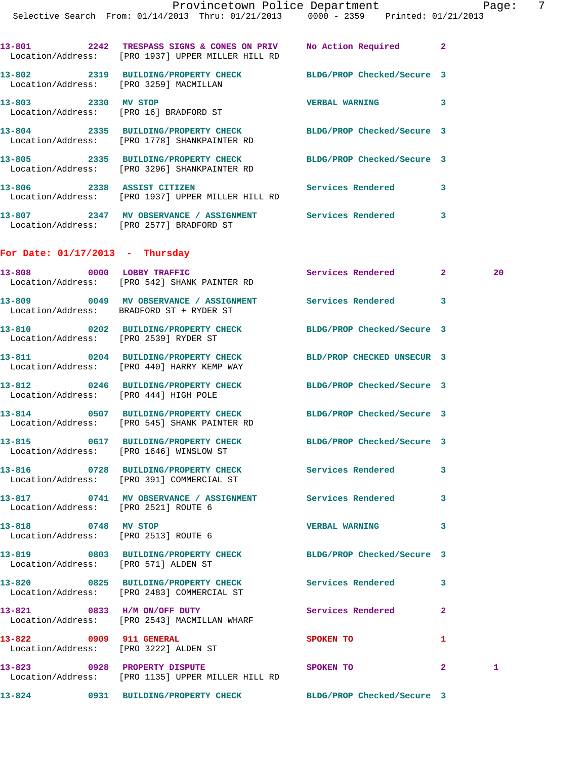13-801 2242 TRESPASS SIGNS & CONES ON PRIV No Action Required 2
Location/Address: [PRO 1937] UPPER MILLER HILL RD

13-802 2319 BUILDING/PROPERTY CHECK BLDG/PROP Checked/Secure 3
Location/Address: [PRO 3259] MACMILLAN

13-803 2330 MV STOP VERBAL WARNING 3
Location/Address: [PRO 16] BRADFORD ST

13-804 2335 BUILDING/PROPERTY CHECK BLDG/PROP Checked/Secure 3
Location/Address: [PRO 1778] SHANKPAINTER RD

13-805 2335 BUILDING/PROPERTY CHECK BLDG/PROP Checked/Secure 3
Location/Address: [PRO 3296] SHANKPAINTER RD

13-806 2338 ASSIST CITIZEN Services Rendered 3
Location/Address: [PRO 1937] UPPER MILLER HILL RD

13-807 2347 MV OBSERVATION / ASSIGNMENT Services Rendered 3
Location/Address: [PRO 2577] BRADFORD ST

## For Date: 01/17/2013 - Thursday

13-808 0000 LOBBY TRAFFIC Services Rendered 2 20
Location/Address: [PRO 542] SHANK PAINTER RD

13-809 0049 MV OBSERVATION / ASSIGNMENT Services Rendered 3
Location/Address: BRADFORD ST + RYDER ST

13-810 0202 BUILDING/PROPERTY CHECK BLDG/PROP Checked/Secure 3
Location/Address: [PRO 2539] RYDER ST

13-811 0204 BUILDING/PROPERTY CHECK BLD/PROP CHECKED UNSECUR 3
Location/Address: [PRO 440] HARRY KEMP WAY

13-812 0246 BUILDING/PROPERTY CHECK BLDG/PROP Checked/Secure 3
Location/Address: [PRO 444] HIGH POLE

13-814 0507 BUILDING/PROPERTY CHECK BLDG/PROP Checked/Secure 3
Location/Address: [PRO 545] SHANK PAINTER RD

13-815 0617 BUILDING/PROPERTY CHECK BLDG/PROP Checked/Secure 3
Location/Address: [PRO 1646] WINSLOW ST

13-816 0728 BUILDING/PROPERTY CHECK Services Rendered 3
Location/Address: [PRO 391] COMMERCIAL ST

13-817 0741 MV OBSERVATION / ASSIGNMENT Services Rendered 3
Location/Address: [PRO 2521] ROUTE 6

13-818 0748 MV STOP VERBAL WARNING 3
Location/Address: [PRO 2513] ROUTE 6

13-819 0803 BUILDING/PROPERTY CHECK BLDG/PROP Checked/Secure 3
Location/Address: [PRO 571] ALDEN ST

13-820 0825 BUILDING/PROPERTY CHECK Services Rendered 3
Location/Address: [PRO 2483] COMMERCIAL ST

13-821 0833 H/M ON/OFF DUTY Services Rendered 2
Location/Address: [PRO 2543] MACMILLAN WHARF

13-822 0909 911 GENERAL SPOKEN TO 1
Location/Address: [PRO 3222] ALDEN ST

13-823 0928 PROPERTY DISPUTE SPOKEN TO 2 1
Location/Address: [PRO 1135] UPPER MILLER HILL RD

13-824 0931 BUILDING/PROPERTY CHECK BLDG/PROP Checked/Secure 3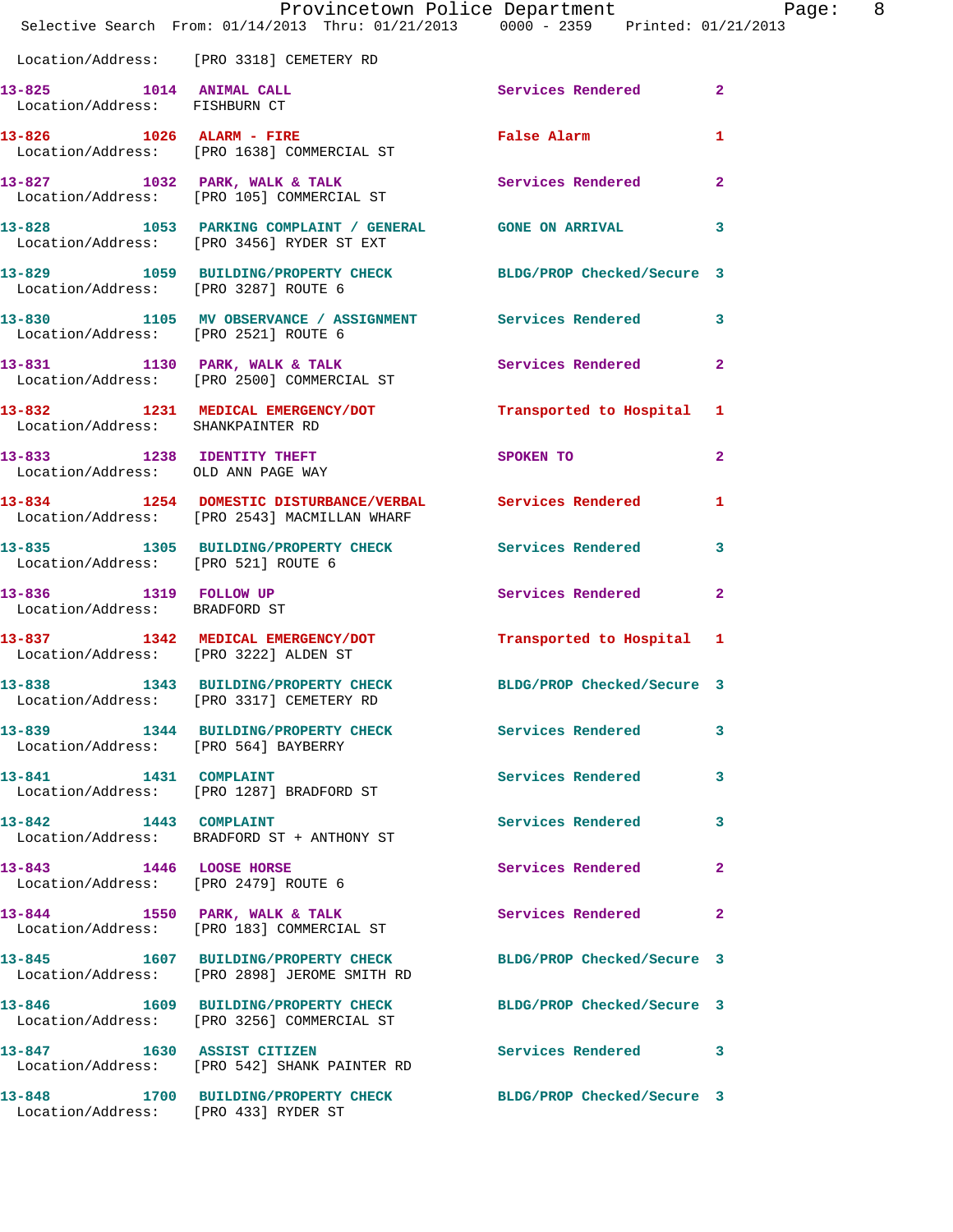Location/Address: [PRO 3318] CEMETERY RD

| Call # | Time | Call Reason | Action | Priority |
|---|---|---|---|---|
| 13-825 | 1014 | ANIMAL CALL | Services Rendered | 2 |
| | | Location/Address: FISHBURN CT | | |
| 13-826 | 1026 | ALARM - FIRE | False Alarm | 1 |
| | | Location/Address: [PRO 1638] COMMERCIAL ST | | |
| 13-827 | 1032 | PARK, WALK & TALK | Services Rendered | 2 |
| | | Location/Address: [PRO 105] COMMERCIAL ST | | |
| 13-828 | 1053 | PARKING COMPLAINT / GENERAL | GONE ON ARRIVAL | 3 |
| | | Location/Address: [PRO 3456] RYDER ST EXT | | |
| 13-829 | 1059 | BUILDING/PROPERTY CHECK | BLDG/PROP Checked/Secure | 3 |
| | | Location/Address: [PRO 3287] ROUTE 6 | | |
| 13-830 | 1105 | MV OBSERVANCE / ASSIGNMENT | Services Rendered | 3 |
| | | Location/Address: [PRO 2521] ROUTE 6 | | |
| 13-831 | 1130 | PARK, WALK & TALK | Services Rendered | 2 |
| | | Location/Address: [PRO 2500] COMMERCIAL ST | | |
| 13-832 | 1231 | MEDICAL EMERGENCY/DOT | Transported to Hospital | 1 |
| | | Location/Address: SHANKPAINTER RD | | |
| 13-833 | 1238 | IDENTITY THEFT | SPOKEN TO | 2 |
| | | Location/Address: OLD ANN PAGE WAY | | |
| 13-834 | 1254 | DOMESTIC DISTURBANCE/VERBAL | Services Rendered | 1 |
| | | Location/Address: [PRO 2543] MACMILLAN WHARF | | |
| 13-835 | 1305 | BUILDING/PROPERTY CHECK | Services Rendered | 3 |
| | | Location/Address: [PRO 521] ROUTE 6 | | |
| 13-836 | 1319 | FOLLOW UP | Services Rendered | 2 |
| | | Location/Address: BRADFORD ST | | |
| 13-837 | 1342 | MEDICAL EMERGENCY/DOT | Transported to Hospital | 1 |
| | | Location/Address: [PRO 3222] ALDEN ST | | |
| 13-838 | 1343 | BUILDING/PROPERTY CHECK | BLDG/PROP Checked/Secure | 3 |
| | | Location/Address: [PRO 3317] CEMETERY RD | | |
| 13-839 | 1344 | BUILDING/PROPERTY CHECK | Services Rendered | 3 |
| | | Location/Address: [PRO 564] BAYBERRY | | |
| 13-841 | 1431 | COMPLAINT | Services Rendered | 3 |
| | | Location/Address: [PRO 1287] BRADFORD ST | | |
| 13-842 | 1443 | COMPLAINT | Services Rendered | 3 |
| | | Location/Address: BRADFORD ST + ANTHONY ST | | |
| 13-843 | 1446 | LOOSE HORSE | Services Rendered | 2 |
| | | Location/Address: [PRO 2479] ROUTE 6 | | |
| 13-844 | 1550 | PARK, WALK & TALK | Services Rendered | 2 |
| | | Location/Address: [PRO 183] COMMERCIAL ST | | |
| 13-845 | 1607 | BUILDING/PROPERTY CHECK | BLDG/PROP Checked/Secure | 3 |
| | | Location/Address: [PRO 2898] JEROME SMITH RD | | |
| 13-846 | 1609 | BUILDING/PROPERTY CHECK | BLDG/PROP Checked/Secure | 3 |
| | | Location/Address: [PRO 3256] COMMERCIAL ST | | |
| 13-847 | 1630 | ASSIST CITIZEN | Services Rendered | 3 |
| | | Location/Address: [PRO 542] SHANK PAINTER RD | | |
| 13-848 | 1700 | BUILDING/PROPERTY CHECK | BLDG/PROP Checked/Secure | 3 |
| | | Location/Address: [PRO 433] RYDER ST | | |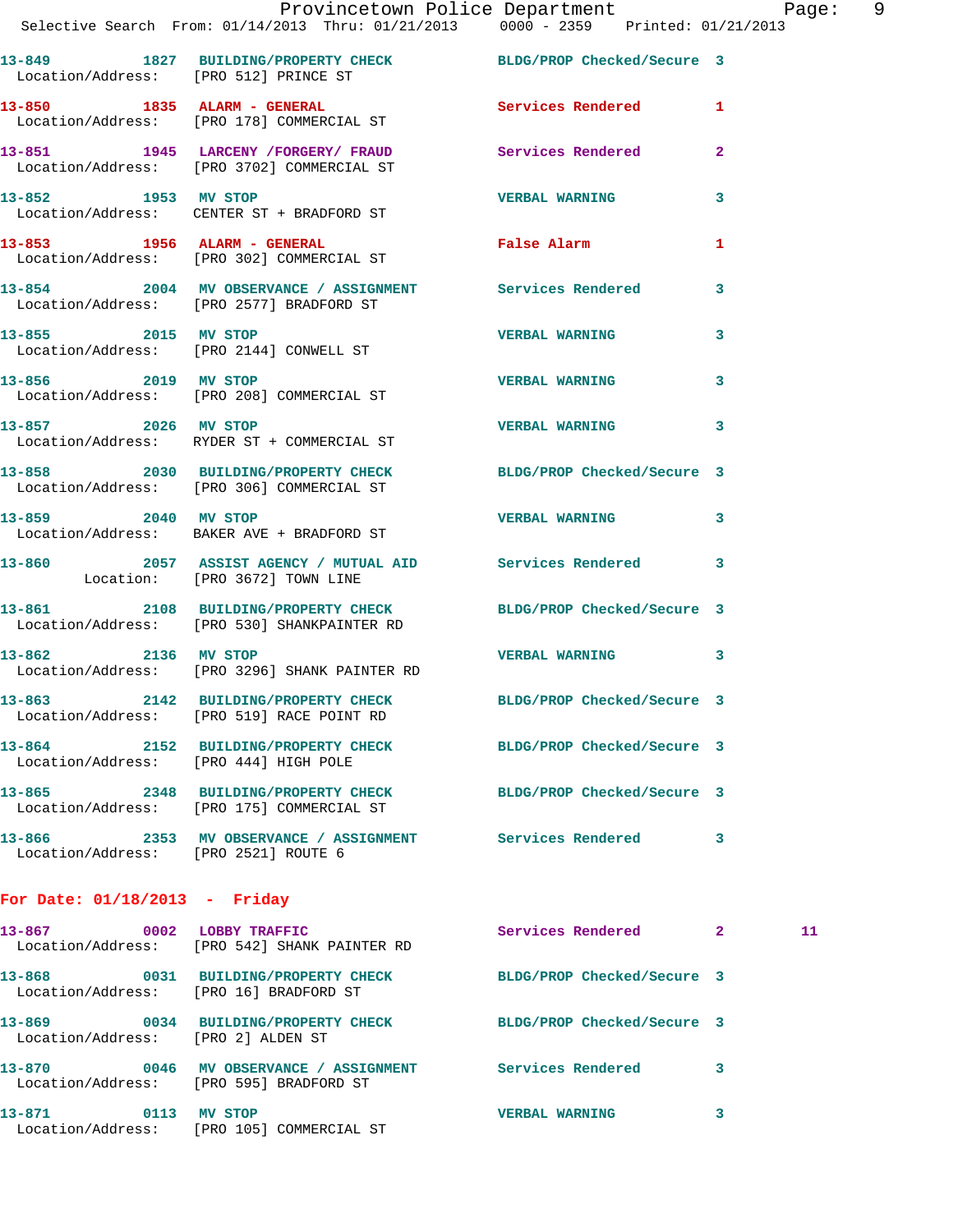13-849 1827 BUILDING/PROPERTY CHECK BLDG/PROP Checked/Secure 3
Location/Address: [PRO 512] PRINCE ST

13-850 1835 ALARM - GENERAL Services Rendered 1
Location/Address: [PRO 178] COMMERCIAL ST

13-851 1945 LARCENY /FORGERY/ FRAUD Services Rendered 2
Location/Address: [PRO 3702] COMMERCIAL ST

13-852 1953 MV STOP VERBAL WARNING 3
Location/Address: CENTER ST + BRADFORD ST

13-853 1956 ALARM - GENERAL False Alarm 1
Location/Address: [PRO 302] COMMERCIAL ST

13-854 2004 MV OBSERVANCE / ASSIGNMENT Services Rendered 3
Location/Address: [PRO 2577] BRADFORD ST

13-855 2015 MV STOP VERBAL WARNING 3
Location/Address: [PRO 2144] CONWELL ST

13-856 2019 MV STOP VERBAL WARNING 3
Location/Address: [PRO 208] COMMERCIAL ST

13-857 2026 MV STOP VERBAL WARNING 3
Location/Address: RYDER ST + COMMERCIAL ST

13-858 2030 BUILDING/PROPERTY CHECK BLDG/PROP Checked/Secure 3
Location/Address: [PRO 306] COMMERCIAL ST

13-859 2040 MV STOP VERBAL WARNING 3
Location/Address: BAKER AVE + BRADFORD ST

13-860 2057 ASSIST AGENCY / MUTUAL AID Services Rendered 3
Location: [PRO 3672] TOWN LINE

13-861 2108 BUILDING/PROPERTY CHECK BLDG/PROP Checked/Secure 3
Location/Address: [PRO 530] SHANKPAINTER RD

13-862 2136 MV STOP VERBAL WARNING 3
Location/Address: [PRO 3296] SHANK PAINTER RD

13-863 2142 BUILDING/PROPERTY CHECK BLDG/PROP Checked/Secure 3
Location/Address: [PRO 519] RACE POINT RD

13-864 2152 BUILDING/PROPERTY CHECK BLDG/PROP Checked/Secure 3
Location/Address: [PRO 444] HIGH POLE

13-865 2348 BUILDING/PROPERTY CHECK BLDG/PROP Checked/Secure 3
Location/Address: [PRO 175] COMMERCIAL ST

13-866 2353 MV OBSERVANCE / ASSIGNMENT Services Rendered 3
Location/Address: [PRO 2521] ROUTE 6

## For Date: 01/18/2013 - Friday

13-867 0002 LOBBY TRAFFIC Services Rendered 2 11
Location/Address: [PRO 542] SHANK PAINTER RD

13-868 0031 BUILDING/PROPERTY CHECK BLDG/PROP Checked/Secure 3
Location/Address: [PRO 16] BRADFORD ST

13-869 0034 BUILDING/PROPERTY CHECK BLDG/PROP Checked/Secure 3
Location/Address: [PRO 2] ALDEN ST

13-870 0046 MV OBSERVANCE / ASSIGNMENT Services Rendered 3
Location/Address: [PRO 595] BRADFORD ST

13-871 0113 MV STOP VERBAL WARNING 3
Location/Address: [PRO 105] COMMERCIAL ST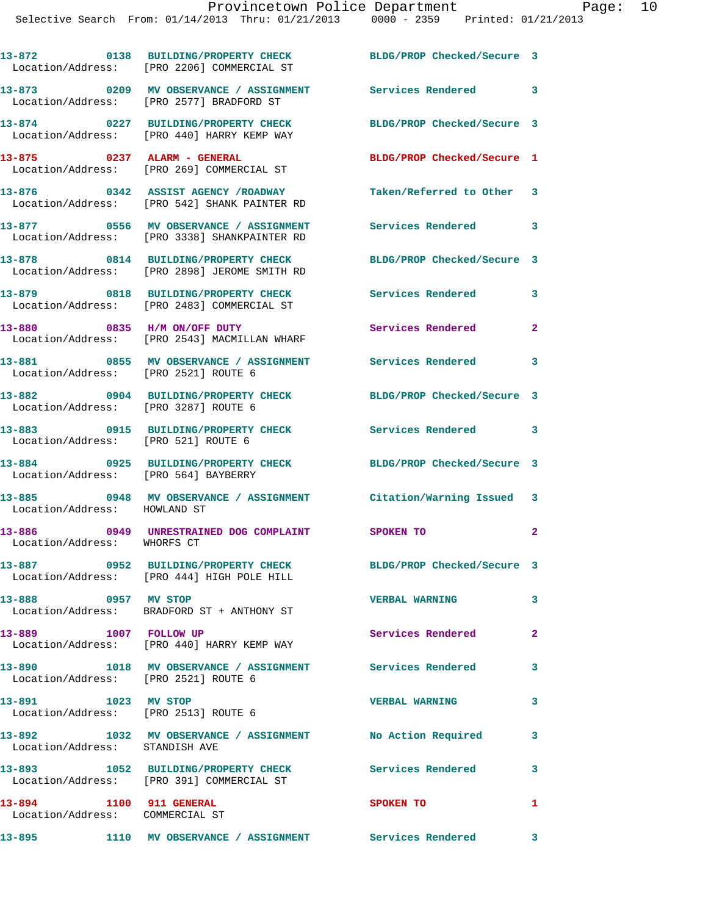| Call # | Time | Call Reason | Action | Priority |
|---|---|---|---|---|
| 13-872 | 0138 | BUILDING/PROPERTY CHECK | BLDG/PROP Checked/Secure | 3 |
| Location/Address: [PRO 2206] COMMERCIAL ST | | | | |
| 13-873 | 0209 | MV OBSERVANCE / ASSIGNMENT | Services Rendered | 3 |
| Location/Address: [PRO 2577] BRADFORD ST | | | | |
| 13-874 | 0227 | BUILDING/PROPERTY CHECK | BLDG/PROP Checked/Secure | 3 |
| Location/Address: [PRO 440] HARRY KEMP WAY | | | | |
| 13-875 | 0237 | ALARM - GENERAL | BLDG/PROP Checked/Secure | 1 |
| Location/Address: [PRO 269] COMMERCIAL ST | | | | |
| 13-876 | 0342 | ASSIST AGENCY /ROADWAY | Taken/Referred to Other | 3 |
| Location/Address: [PRO 542] SHANK PAINTER RD | | | | |
| 13-877 | 0556 | MV OBSERVANCE / ASSIGNMENT | Services Rendered | 3 |
| Location/Address: [PRO 3338] SHANKPAINTER RD | | | | |
| 13-878 | 0814 | BUILDING/PROPERTY CHECK | BLDG/PROP Checked/Secure | 3 |
| Location/Address: [PRO 2898] JEROME SMITH RD | | | | |
| 13-879 | 0818 | BUILDING/PROPERTY CHECK | Services Rendered | 3 |
| Location/Address: [PRO 2483] COMMERCIAL ST | | | | |
| 13-880 | 0835 | H/M ON/OFF DUTY | Services Rendered | 2 |
| Location/Address: [PRO 2543] MACMILLAN WHARF | | | | |
| 13-881 | 0855 | MV OBSERVANCE / ASSIGNMENT | Services Rendered | 3 |
| Location/Address: [PRO 2521] ROUTE 6 | | | | |
| 13-882 | 0904 | BUILDING/PROPERTY CHECK | BLDG/PROP Checked/Secure | 3 |
| Location/Address: [PRO 3287] ROUTE 6 | | | | |
| 13-883 | 0915 | BUILDING/PROPERTY CHECK | Services Rendered | 3 |
| Location/Address: [PRO 521] ROUTE 6 | | | | |
| 13-884 | 0925 | BUILDING/PROPERTY CHECK | BLDG/PROP Checked/Secure | 3 |
| Location/Address: [PRO 564] BAYBERRY | | | | |
| 13-885 | 0948 | MV OBSERVANCE / ASSIGNMENT | Citation/Warning Issued | 3 |
| Location/Address: HOWLAND ST | | | | |
| 13-886 | 0949 | UNRESTRAINED DOG COMPLAINT | SPOKEN TO | 2 |
| Location/Address: WHORFS CT | | | | |
| 13-887 | 0952 | BUILDING/PROPERTY CHECK | BLDG/PROP Checked/Secure | 3 |
| Location/Address: [PRO 444] HIGH POLE HILL | | | | |
| 13-888 | 0957 | MV STOP | VERBAL WARNING | 3 |
| Location/Address: BRADFORD ST + ANTHONY ST | | | | |
| 13-889 | 1007 | FOLLOW UP | Services Rendered | 2 |
| Location/Address: [PRO 440] HARRY KEMP WAY | | | | |
| 13-890 | 1018 | MV OBSERVANCE / ASSIGNMENT | Services Rendered | 3 |
| Location/Address: [PRO 2521] ROUTE 6 | | | | |
| 13-891 | 1023 | MV STOP | VERBAL WARNING | 3 |
| Location/Address: [PRO 2513] ROUTE 6 | | | | |
| 13-892 | 1032 | MV OBSERVANCE / ASSIGNMENT | No Action Required | 3 |
| Location/Address: STANDISH AVE | | | | |
| 13-893 | 1052 | BUILDING/PROPERTY CHECK | Services Rendered | 3 |
| Location/Address: [PRO 391] COMMERCIAL ST | | | | |
| 13-894 | 1100 | 911 GENERAL | SPOKEN TO | 1 |
| Location/Address: COMMERCIAL ST | | | | |
| 13-895 | 1110 | MV OBSERVANCE / ASSIGNMENT | Services Rendered | 3 |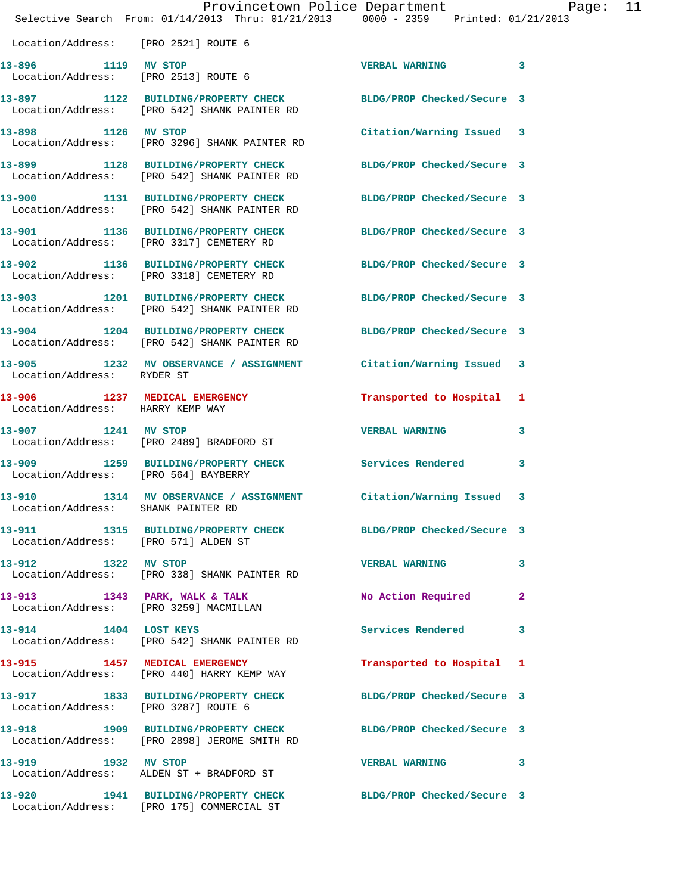Location/Address: [PRO 2521] ROUTE 6

**13-896** 1119 MV STOP — VERBAL WARNING 3
Location/Address: [PRO 2513] ROUTE 6

**13-897** 1122 BUILDING/PROPERTY CHECK — BLDG/PROP Checked/Secure 3
Location/Address: [PRO 542] SHANK PAINTER RD

**13-898** 1126 MV STOP — Citation/Warning Issued 3
Location/Address: [PRO 3296] SHANK PAINTER RD

**13-899** 1128 BUILDING/PROPERTY CHECK — BLDG/PROP Checked/Secure 3
Location/Address: [PRO 542] SHANK PAINTER RD

**13-900** 1131 BUILDING/PROPERTY CHECK — BLDG/PROP Checked/Secure 3
Location/Address: [PRO 542] SHANK PAINTER RD

**13-901** 1136 BUILDING/PROPERTY CHECK — BLDG/PROP Checked/Secure 3
Location/Address: [PRO 3317] CEMETERY RD

**13-902** 1136 BUILDING/PROPERTY CHECK — BLDG/PROP Checked/Secure 3
Location/Address: [PRO 3318] CEMETERY RD

**13-903** 1201 BUILDING/PROPERTY CHECK — BLDG/PROP Checked/Secure 3
Location/Address: [PRO 542] SHANK PAINTER RD

**13-904** 1204 BUILDING/PROPERTY CHECK — BLDG/PROP Checked/Secure 3
Location/Address: [PRO 542] SHANK PAINTER RD

**13-905** 1232 MV OBSERVANCE / ASSIGNMENT — Citation/Warning Issued 3
Location/Address: RYDER ST

**13-906** 1237 MEDICAL EMERGENCY — Transported to Hospital 1
Location/Address: HARRY KEMP WAY

**13-907** 1241 MV STOP — VERBAL WARNING 3
Location/Address: [PRO 2489] BRADFORD ST

**13-909** 1259 BUILDING/PROPERTY CHECK — Services Rendered 3
Location/Address: [PRO 564] BAYBERRY

**13-910** 1314 MV OBSERVANCE / ASSIGNMENT — Citation/Warning Issued 3
Location/Address: SHANK PAINTER RD

**13-911** 1315 BUILDING/PROPERTY CHECK — BLDG/PROP Checked/Secure 3
Location/Address: [PRO 571] ALDEN ST

**13-912** 1322 MV STOP — VERBAL WARNING 3
Location/Address: [PRO 338] SHANK PAINTER RD

**13-913** 1343 PARK, WALK & TALK — No Action Required 2
Location/Address: [PRO 3259] MACMILLAN

**13-914** 1404 LOST KEYS — Services Rendered 3
Location/Address: [PRO 542] SHANK PAINTER RD

**13-915** 1457 MEDICAL EMERGENCY — Transported to Hospital 1
Location/Address: [PRO 440] HARRY KEMP WAY

**13-917** 1833 BUILDING/PROPERTY CHECK — BLDG/PROP Checked/Secure 3
Location/Address: [PRO 3287] ROUTE 6

**13-918** 1909 BUILDING/PROPERTY CHECK — BLDG/PROP Checked/Secure 3
Location/Address: [PRO 2898] JEROME SMITH RD

**13-919** 1932 MV STOP — VERBAL WARNING 3
Location/Address: ALDEN ST + BRADFORD ST

**13-920** 1941 BUILDING/PROPERTY CHECK — BLDG/PROP Checked/Secure 3
Location/Address: [PRO 175] COMMERCIAL ST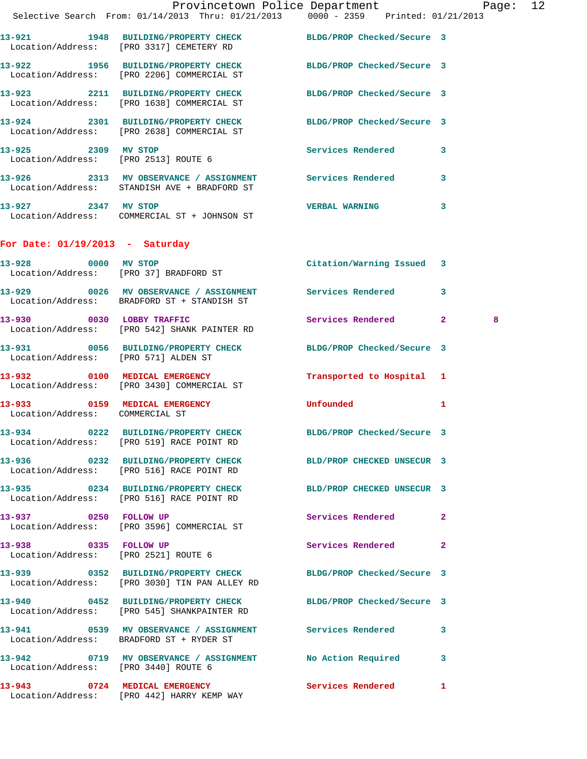| Call # | Time | Call Type | Disposition | Priority | |
|---|---|---|---|---|---|
| 13-921 | 1948 | BUILDING/PROPERTY CHECK | BLDG/PROP Checked/Secure | 3 | |
| Location/Address: | | [PRO 3317] CEMETERY RD | | | |
| 13-922 | 1956 | BUILDING/PROPERTY CHECK | BLDG/PROP Checked/Secure | 3 | |
| Location/Address: | | [PRO 2206] COMMERCIAL ST | | | |
| 13-923 | 2211 | BUILDING/PROPERTY CHECK | BLDG/PROP Checked/Secure | 3 | |
| Location/Address: | | [PRO 1638] COMMERCIAL ST | | | |
| 13-924 | 2301 | BUILDING/PROPERTY CHECK | BLDG/PROP Checked/Secure | 3 | |
| Location/Address: | | [PRO 2638] COMMERCIAL ST | | | |
| 13-925 | 2309 | MV STOP | Services Rendered | 3 | |
| Location/Address: | | [PRO 2513] ROUTE 6 | | | |
| 13-926 | 2313 | MV OBSERVANCE / ASSIGNMENT | Services Rendered | 3 | |
| Location/Address: | | STANDISH AVE + BRADFORD ST | | | |
| 13-927 | 2347 | MV STOP | VERBAL WARNING | 3 | |
| Location/Address: | | COMMERCIAL ST + JOHNSON ST | | | |

## For Date: 01/19/2013 - Saturday

| Call # | Time | Call Type | Disposition | Priority | |
|---|---|---|---|---|---|
| 13-928 | 0000 | MV STOP | Citation/Warning Issued | 3 | |
| Location/Address: | | [PRO 37] BRADFORD ST | | | |
| 13-929 | 0026 | MV OBSERVANCE / ASSIGNMENT | Services Rendered | 3 | |
| Location/Address: | | BRADFORD ST + STANDISH ST | | | |
| 13-930 | 0030 | LOBBY TRAFFIC | Services Rendered | 2 | 8 |
| Location/Address: | | [PRO 542] SHANK PAINTER RD | | | |
| 13-931 | 0056 | BUILDING/PROPERTY CHECK | BLDG/PROP Checked/Secure | 3 | |
| Location/Address: | | [PRO 571] ALDEN ST | | | |
| 13-932 | 0100 | MEDICAL EMERGENCY | Transported to Hospital | 1 | |
| Location/Address: | | [PRO 3430] COMMERCIAL ST | | | |
| 13-933 | 0159 | MEDICAL EMERGENCY | Unfounded | 1 | |
| Location/Address: | | COMMERCIAL ST | | | |
| 13-934 | 0222 | BUILDING/PROPERTY CHECK | BLDG/PROP Checked/Secure | 3 | |
| Location/Address: | | [PRO 519] RACE POINT RD | | | |
| 13-936 | 0232 | BUILDING/PROPERTY CHECK | BLD/PROP CHECKED UNSECUR | 3 | |
| Location/Address: | | [PRO 516] RACE POINT RD | | | |
| 13-935 | 0234 | BUILDING/PROPERTY CHECK | BLD/PROP CHECKED UNSECUR | 3 | |
| Location/Address: | | [PRO 516] RACE POINT RD | | | |
| 13-937 | 0250 | FOLLOW UP | Services Rendered | 2 | |
| Location/Address: | | [PRO 3596] COMMERCIAL ST | | | |
| 13-938 | 0335 | FOLLOW UP | Services Rendered | 2 | |
| Location/Address: | | [PRO 2521] ROUTE 6 | | | |
| 13-939 | 0352 | BUILDING/PROPERTY CHECK | BLDG/PROP Checked/Secure | 3 | |
| Location/Address: | | [PRO 3030] TIN PAN ALLEY RD | | | |
| 13-940 | 0452 | BUILDING/PROPERTY CHECK | BLDG/PROP Checked/Secure | 3 | |
| Location/Address: | | [PRO 545] SHANKPAINTER RD | | | |
| 13-941 | 0539 | MV OBSERVANCE / ASSIGNMENT | Services Rendered | 3 | |
| Location/Address: | | BRADFORD ST + RYDER ST | | | |
| 13-942 | 0719 | MV OBSERVANCE / ASSIGNMENT | No Action Required | 3 | |
| Location/Address: | | [PRO 3440] ROUTE 6 | | | |
| 13-943 | 0724 | MEDICAL EMERGENCY | Services Rendered | 1 | |
| Location/Address: | | [PRO 442] HARRY KEMP WAY | | | |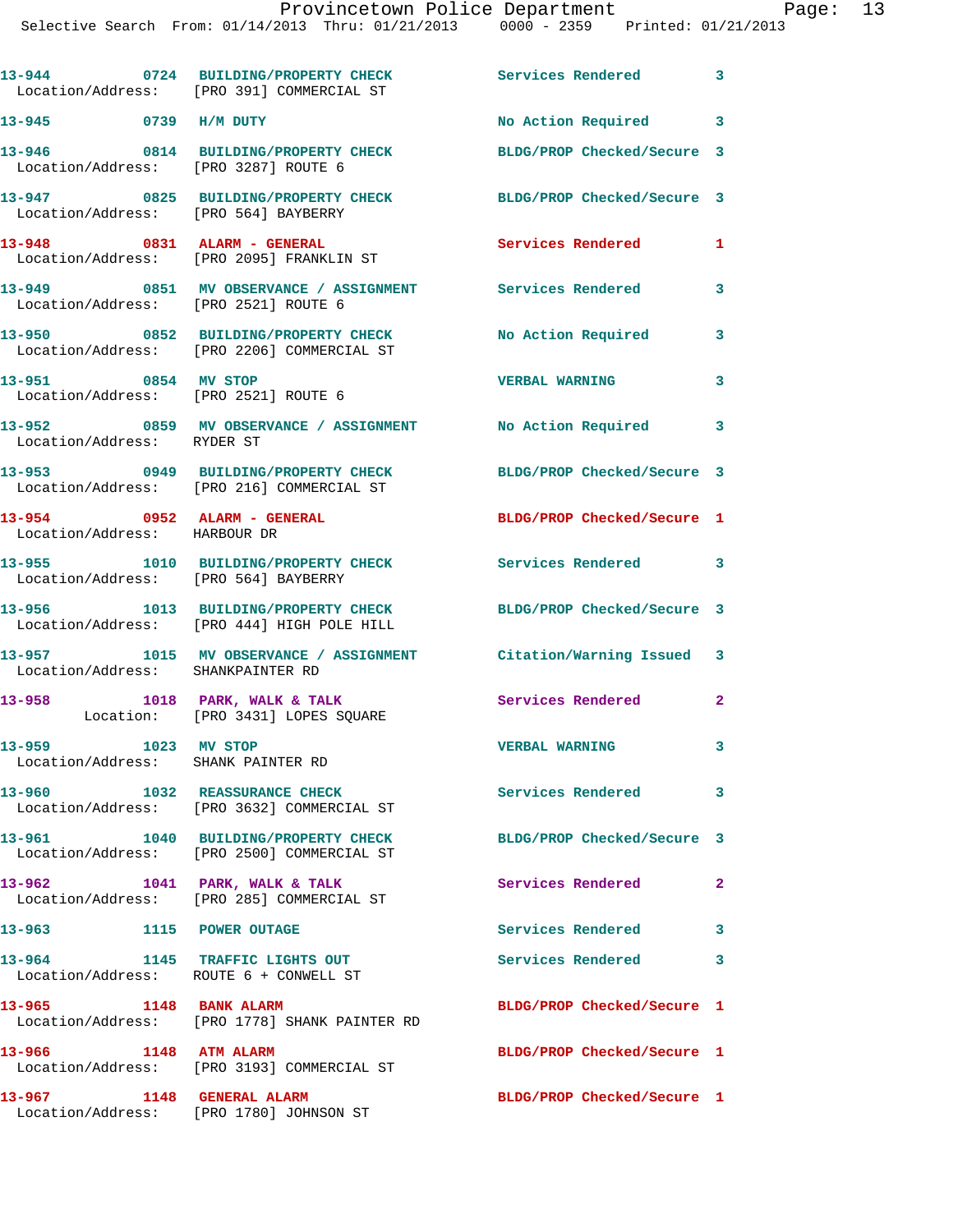| Call Number | Time | Call Reason | Action | Priority |
|---|---|---|---|---|
| 13-944 | 0724 | BUILDING/PROPERTY CHECK | Services Rendered | 3 |
| Location/Address: [PRO 391] COMMERCIAL ST | | | | |
| 13-945 | 0739 | H/M DUTY | No Action Required | 3 |
| 13-946 | 0814 | BUILDING/PROPERTY CHECK | BLDG/PROP Checked/Secure | 3 |
| Location/Address: [PRO 3287] ROUTE 6 | | | | |
| 13-947 | 0825 | BUILDING/PROPERTY CHECK | BLDG/PROP Checked/Secure | 3 |
| Location/Address: [PRO 564] BAYBERRY | | | | |
| 13-948 | 0831 | ALARM - GENERAL | Services Rendered | 1 |
| Location/Address: [PRO 2095] FRANKLIN ST | | | | |
| 13-949 | 0851 | MV OBSERVANCE / ASSIGNMENT | Services Rendered | 3 |
| Location/Address: [PRO 2521] ROUTE 6 | | | | |
| 13-950 | 0852 | BUILDING/PROPERTY CHECK | No Action Required | 3 |
| Location/Address: [PRO 2206] COMMERCIAL ST | | | | |
| 13-951 | 0854 | MV STOP | VERBAL WARNING | 3 |
| Location/Address: [PRO 2521] ROUTE 6 | | | | |
| 13-952 | 0859 | MV OBSERVANCE / ASSIGNMENT | No Action Required | 3 |
| Location/Address: RYDER ST | | | | |
| 13-953 | 0949 | BUILDING/PROPERTY CHECK | BLDG/PROP Checked/Secure | 3 |
| Location/Address: [PRO 216] COMMERCIAL ST | | | | |
| 13-954 | 0952 | ALARM - GENERAL | BLDG/PROP Checked/Secure | 1 |
| Location/Address: HARBOUR DR | | | | |
| 13-955 | 1010 | BUILDING/PROPERTY CHECK | Services Rendered | 3 |
| Location/Address: [PRO 564] BAYBERRY | | | | |
| 13-956 | 1013 | BUILDING/PROPERTY CHECK | BLDG/PROP Checked/Secure | 3 |
| Location/Address: [PRO 444] HIGH POLE HILL | | | | |
| 13-957 | 1015 | MV OBSERVANCE / ASSIGNMENT | Citation/Warning Issued | 3 |
| Location/Address: SHANKPAINTER RD | | | | |
| 13-958 | 1018 | PARK, WALK & TALK | Services Rendered | 2 |
| Location: [PRO 3431] LOPES SQUARE | | | | |
| 13-959 | 1023 | MV STOP | VERBAL WARNING | 3 |
| Location/Address: SHANK PAINTER RD | | | | |
| 13-960 | 1032 | REASSURANCE CHECK | Services Rendered | 3 |
| Location/Address: [PRO 3632] COMMERCIAL ST | | | | |
| 13-961 | 1040 | BUILDING/PROPERTY CHECK | BLDG/PROP Checked/Secure | 3 |
| Location/Address: [PRO 2500] COMMERCIAL ST | | | | |
| 13-962 | 1041 | PARK, WALK & TALK | Services Rendered | 2 |
| Location/Address: [PRO 285] COMMERCIAL ST | | | | |
| 13-963 | 1115 | POWER OUTAGE | Services Rendered | 3 |
| 13-964 | 1145 | TRAFFIC LIGHTS OUT | Services Rendered | 3 |
| Location/Address: ROUTE 6 + CONWELL ST | | | | |
| 13-965 | 1148 | BANK ALARM | BLDG/PROP Checked/Secure | 1 |
| Location/Address: [PRO 1778] SHANK PAINTER RD | | | | |
| 13-966 | 1148 | ATM ALARM | BLDG/PROP Checked/Secure | 1 |
| Location/Address: [PRO 3193] COMMERCIAL ST | | | | |
| 13-967 | 1148 | GENERAL ALARM | BLDG/PROP Checked/Secure | 1 |
| Location/Address: [PRO 1780] JOHNSON ST | | | | |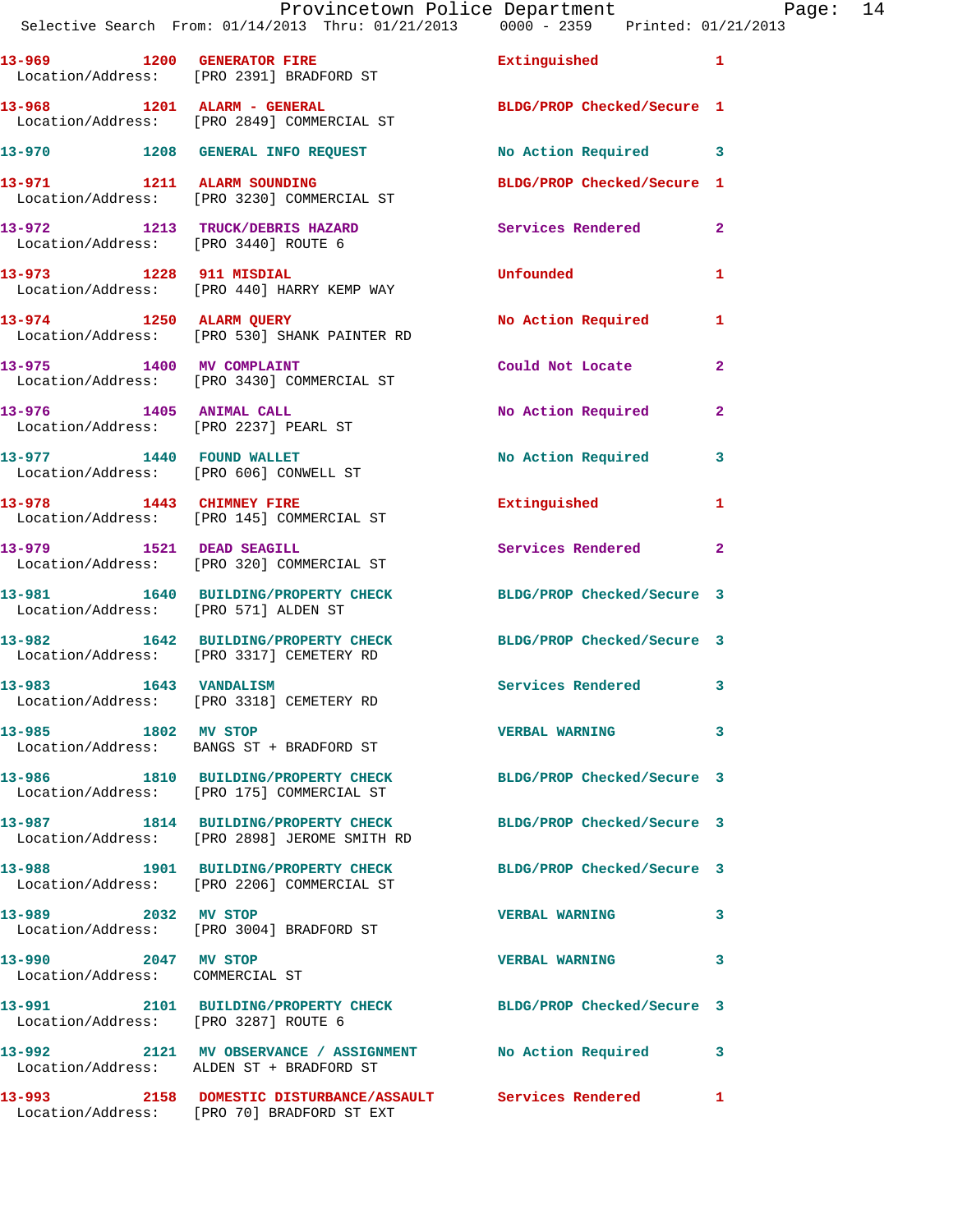13-969 1200 GENERATOR FIRE Extinguished 1
Location/Address: [PRO 2391] BRADFORD ST

13-968 1201 ALARM - GENERAL BLDG/PROP Checked/Secure 1
Location/Address: [PRO 2849] COMMERCIAL ST

13-970 1208 GENERAL INFO REQUEST No Action Required 3

13-971 1211 ALARM SOUNDING BLDG/PROP Checked/Secure 1
Location/Address: [PRO 3230] COMMERCIAL ST

13-972 1213 TRUCK/DEBRIS HAZARD Services Rendered 2
Location/Address: [PRO 3440] ROUTE 6

13-973 1228 911 MISDIAL Unfounded 1
Location/Address: [PRO 440] HARRY KEMP WAY

13-974 1250 ALARM QUERY No Action Required 1
Location/Address: [PRO 530] SHANK PAINTER RD

13-975 1400 MV COMPLAINT Could Not Locate 2
Location/Address: [PRO 3430] COMMERCIAL ST

13-976 1405 ANIMAL CALL No Action Required 2
Location/Address: [PRO 2237] PEARL ST

13-977 1440 FOUND WALLET No Action Required 3
Location/Address: [PRO 606] CONWELL ST

13-978 1443 CHIMNEY FIRE Extinguished 1
Location/Address: [PRO 145] COMMERCIAL ST

13-979 1521 DEAD SEAGILL Services Rendered 2
Location/Address: [PRO 320] COMMERCIAL ST

13-981 1640 BUILDING/PROPERTY CHECK BLDG/PROP Checked/Secure 3
Location/Address: [PRO 571] ALDEN ST

13-982 1642 BUILDING/PROPERTY CHECK BLDG/PROP Checked/Secure 3
Location/Address: [PRO 3317] CEMETERY RD

13-983 1643 VANDALISM Services Rendered 3
Location/Address: [PRO 3318] CEMETERY RD

13-985 1802 MV STOP VERBAL WARNING 3
Location/Address: BANGS ST + BRADFORD ST

13-986 1810 BUILDING/PROPERTY CHECK BLDG/PROP Checked/Secure 3
Location/Address: [PRO 175] COMMERCIAL ST

13-987 1814 BUILDING/PROPERTY CHECK BLDG/PROP Checked/Secure 3
Location/Address: [PRO 2898] JEROME SMITH RD

13-988 1901 BUILDING/PROPERTY CHECK BLDG/PROP Checked/Secure 3
Location/Address: [PRO 2206] COMMERCIAL ST

13-989 2032 MV STOP VERBAL WARNING 3
Location/Address: [PRO 3004] BRADFORD ST

13-990 2047 MV STOP VERBAL WARNING 3
Location/Address: COMMERCIAL ST

13-991 2101 BUILDING/PROPERTY CHECK BLDG/PROP Checked/Secure 3
Location/Address: [PRO 3287] ROUTE 6

13-992 2121 MV OBSERVANCE / ASSIGNMENT No Action Required 3
Location/Address: ALDEN ST + BRADFORD ST

13-993 2158 DOMESTIC DISTURBANCE/ASSAULT Services Rendered 1
Location/Address: [PRO 70] BRADFORD ST EXT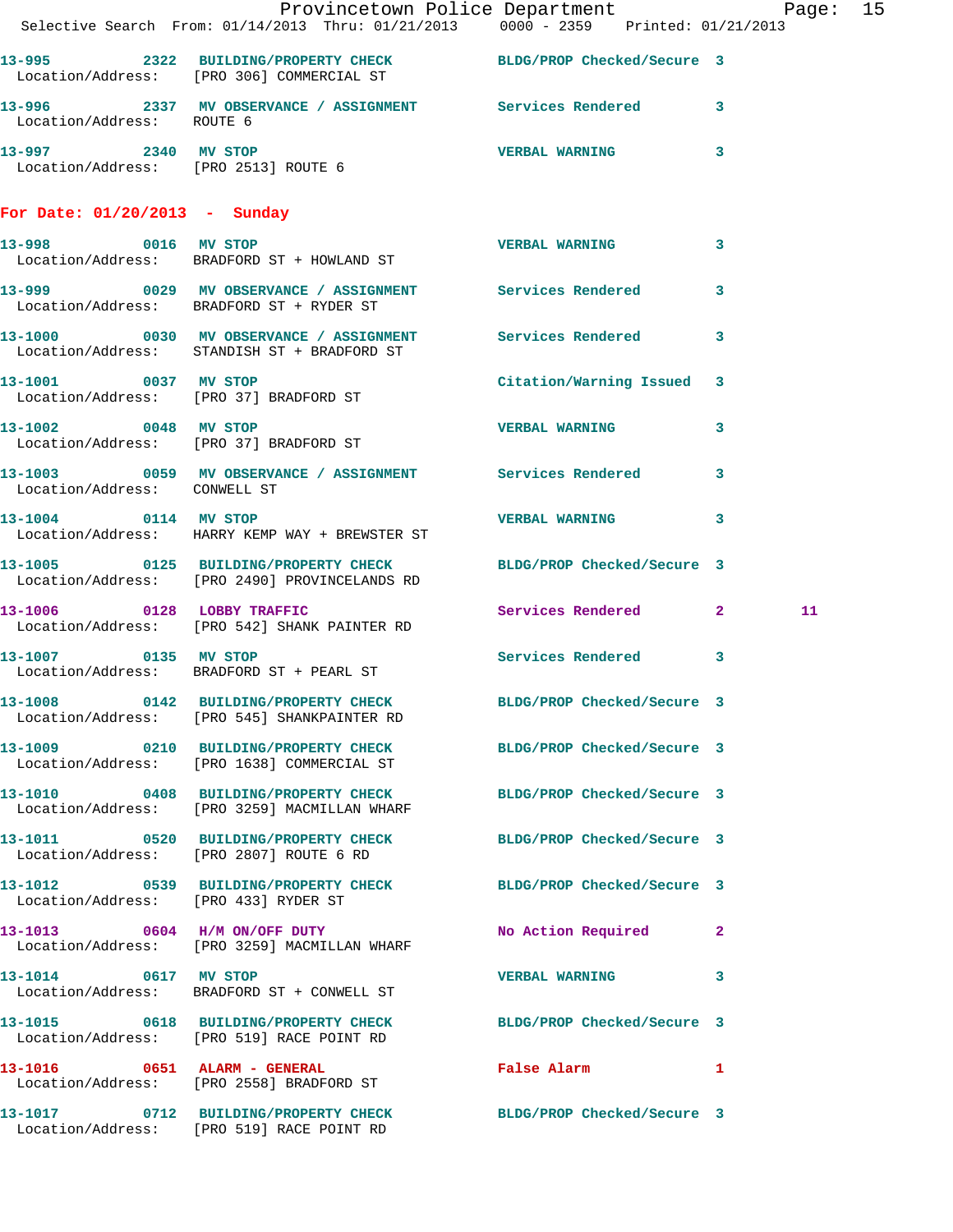13-995 2322 BUILDING/PROPERTY CHECK BLDG/PROP Checked/Secure 3
Location/Address: [PRO 306] COMMERCIAL ST

13-996 2337 MV OBSERVANCE / ASSIGNMENT Services Rendered 3
Location/Address: ROUTE 6

13-997 2340 MV STOP VERBAL WARNING 3
Location/Address: [PRO 2513] ROUTE 6

## For Date: 01/20/2013 - Sunday

13-998 0016 MV STOP VERBAL WARNING 3
Location/Address: BRADFORD ST + HOWLAND ST

13-999 0029 MV OBSERVANCE / ASSIGNMENT Services Rendered 3
Location/Address: BRADFORD ST + RYDER ST

13-1000 0030 MV OBSERVANCE / ASSIGNMENT Services Rendered 3
Location/Address: STANDISH ST + BRADFORD ST

13-1001 0037 MV STOP Citation/Warning Issued 3
Location/Address: [PRO 37] BRADFORD ST

13-1002 0048 MV STOP VERBAL WARNING 3
Location/Address: [PRO 37] BRADFORD ST

13-1003 0059 MV OBSERVANCE / ASSIGNMENT Services Rendered 3
Location/Address: CONWELL ST

13-1004 0114 MV STOP VERBAL WARNING 3
Location/Address: HARRY KEMP WAY + BREWSTER ST

13-1005 0125 BUILDING/PROPERTY CHECK BLDG/PROP Checked/Secure 3
Location/Address: [PRO 2490] PROVINCELANDS RD

13-1006 0128 LOBBY TRAFFIC Services Rendered 2 11
Location/Address: [PRO 542] SHANK PAINTER RD

13-1007 0135 MV STOP Services Rendered 3
Location/Address: BRADFORD ST + PEARL ST

13-1008 0142 BUILDING/PROPERTY CHECK BLDG/PROP Checked/Secure 3
Location/Address: [PRO 545] SHANKPAINTER RD

13-1009 0210 BUILDING/PROPERTY CHECK BLDG/PROP Checked/Secure 3
Location/Address: [PRO 1638] COMMERCIAL ST

13-1010 0408 BUILDING/PROPERTY CHECK BLDG/PROP Checked/Secure 3
Location/Address: [PRO 3259] MACMILLAN WHARF

13-1011 0520 BUILDING/PROPERTY CHECK BLDG/PROP Checked/Secure 3
Location/Address: [PRO 2807] ROUTE 6 RD

13-1012 0539 BUILDING/PROPERTY CHECK BLDG/PROP Checked/Secure 3
Location/Address: [PRO 433] RYDER ST

13-1013 0604 H/M ON/OFF DUTY No Action Required 2
Location/Address: [PRO 3259] MACMILLAN WHARF

13-1014 0617 MV STOP VERBAL WARNING 3
Location/Address: BRADFORD ST + CONWELL ST

13-1015 0618 BUILDING/PROPERTY CHECK BLDG/PROP Checked/Secure 3
Location/Address: [PRO 519] RACE POINT RD

13-1016 0651 ALARM - GENERAL False Alarm 1
Location/Address: [PRO 2558] BRADFORD ST

13-1017 0712 BUILDING/PROPERTY CHECK BLDG/PROP Checked/Secure 3
Location/Address: [PRO 519] RACE POINT RD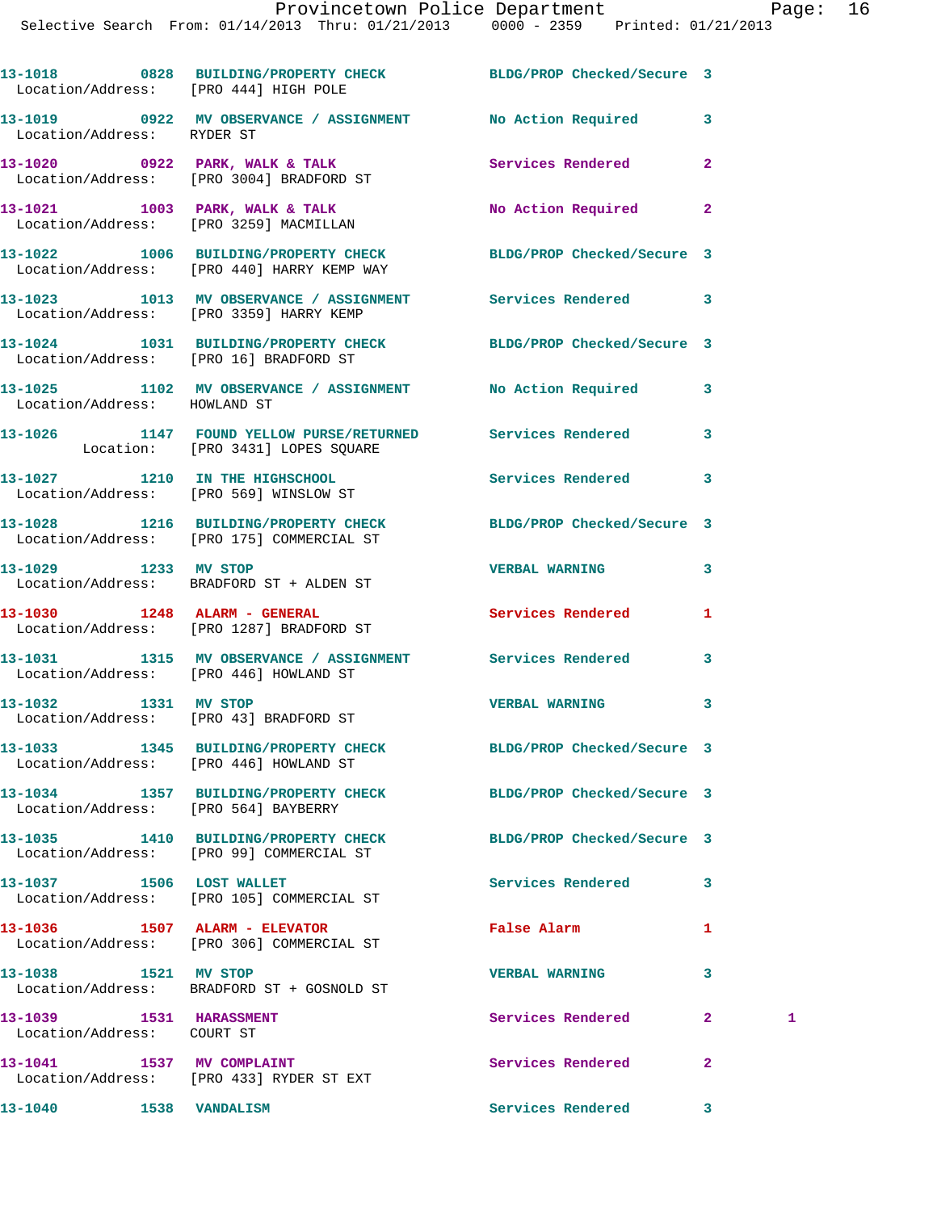13-1018 0828 BUILDING/PROPERTY CHECK BLDG/PROP Checked/Secure 3
Location/Address: [PRO 444] HIGH POLE

13-1019 0922 MV OBSERVANCE / ASSIGNMENT No Action Required 3
Location/Address: RYDER ST

13-1020 0922 PARK, WALK & TALK Services Rendered 2
Location/Address: [PRO 3004] BRADFORD ST

13-1021 1003 PARK, WALK & TALK No Action Required 2
Location/Address: [PRO 3259] MACMILLAN

13-1022 1006 BUILDING/PROPERTY CHECK BLDG/PROP Checked/Secure 3
Location/Address: [PRO 440] HARRY KEMP WAY

13-1023 1013 MV OBSERVANCE / ASSIGNMENT Services Rendered 3
Location/Address: [PRO 3359] HARRY KEMP

13-1024 1031 BUILDING/PROPERTY CHECK BLDG/PROP Checked/Secure 3
Location/Address: [PRO 16] BRADFORD ST

13-1025 1102 MV OBSERVANCE / ASSIGNMENT No Action Required 3
Location/Address: HOWLAND ST

13-1026 1147 FOUND YELLOW PURSE/RETURNED Services Rendered 3
Location: [PRO 3431] LOPES SQUARE

13-1027 1210 IN THE HIGHSCHOOL Services Rendered 3
Location/Address: [PRO 569] WINSLOW ST

13-1028 1216 BUILDING/PROPERTY CHECK BLDG/PROP Checked/Secure 3
Location/Address: [PRO 175] COMMERCIAL ST

13-1029 1233 MV STOP VERBAL WARNING 3
Location/Address: BRADFORD ST + ALDEN ST

13-1030 1248 ALARM - GENERAL Services Rendered 1
Location/Address: [PRO 1287] BRADFORD ST

13-1031 1315 MV OBSERVANCE / ASSIGNMENT Services Rendered 3
Location/Address: [PRO 446] HOWLAND ST

13-1032 1331 MV STOP VERBAL WARNING 3
Location/Address: [PRO 43] BRADFORD ST

13-1033 1345 BUILDING/PROPERTY CHECK BLDG/PROP Checked/Secure 3
Location/Address: [PRO 446] HOWLAND ST

13-1034 1357 BUILDING/PROPERTY CHECK BLDG/PROP Checked/Secure 3
Location/Address: [PRO 564] BAYBERRY

13-1035 1410 BUILDING/PROPERTY CHECK BLDG/PROP Checked/Secure 3
Location/Address: [PRO 99] COMMERCIAL ST

13-1037 1506 LOST WALLET Services Rendered 3
Location/Address: [PRO 105] COMMERCIAL ST

13-1036 1507 ALARM - ELEVATOR False Alarm 1
Location/Address: [PRO 306] COMMERCIAL ST

13-1038 1521 MV STOP VERBAL WARNING 3
Location/Address: BRADFORD ST + GOSNOLD ST

13-1039 1531 HARASSMENT Services Rendered 2 1
Location/Address: COURT ST

13-1041 1537 MV COMPLAINT Services Rendered 2
Location/Address: [PRO 433] RYDER ST EXT

13-1040 1538 VANDALISM Services Rendered 3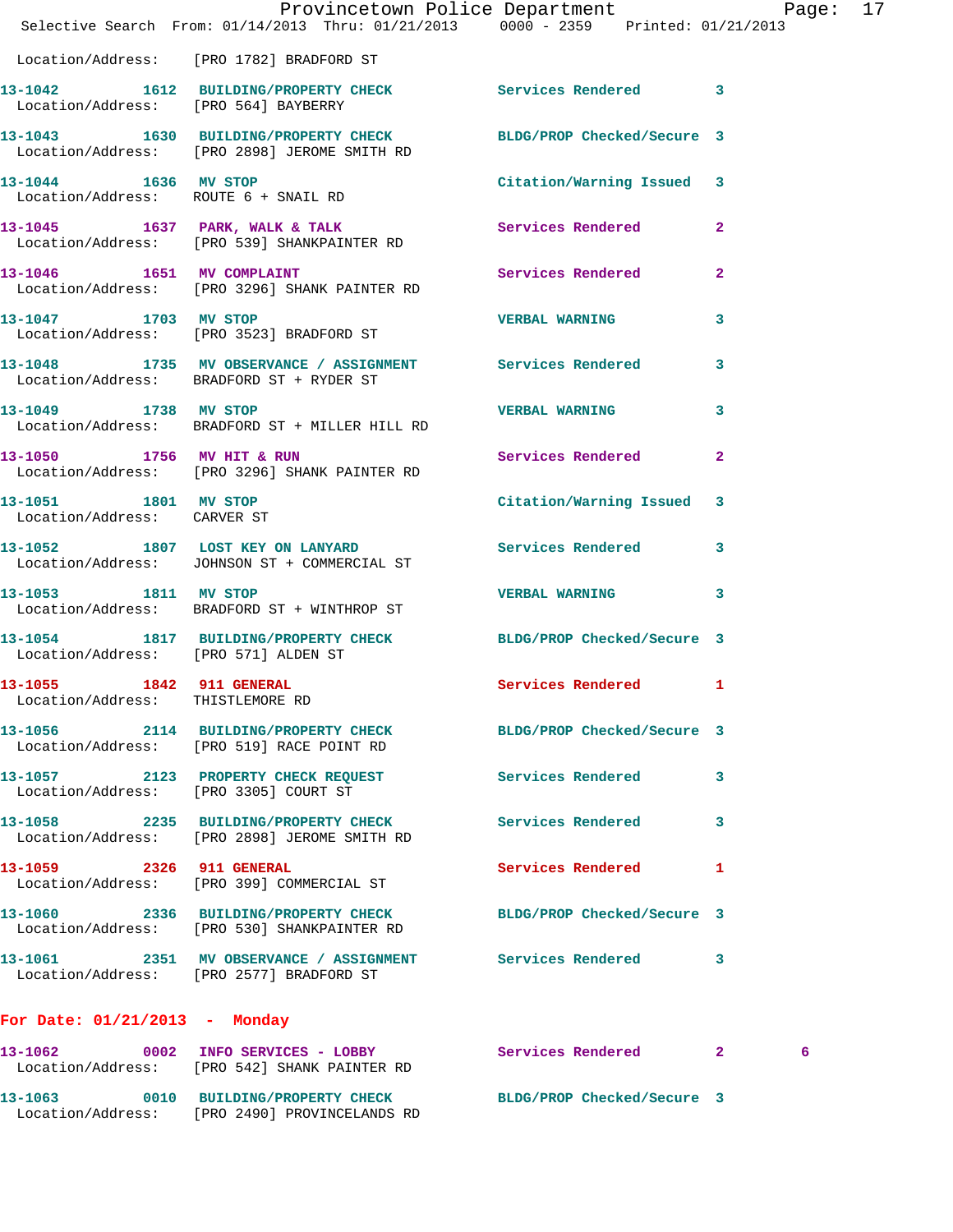Location/Address: [PRO 1782] BRADFORD ST

**13-1042** 1612 **BUILDING/PROPERTY CHECK** Services Rendered 3
Location/Address: [PRO 564] BAYBERRY

**13-1043** 1630 **BUILDING/PROPERTY CHECK** BLDG/PROP Checked/Secure 3
Location/Address: [PRO 2898] JEROME SMITH RD

**13-1044** 1636 **MV STOP** Citation/Warning Issued 3
Location/Address: ROUTE 6 + SNAIL RD

**13-1045** 1637 **PARK, WALK & TALK** Services Rendered 2
Location/Address: [PRO 539] SHANKPAINTER RD

**13-1046** 1651 **MV COMPLAINT** Services Rendered 2
Location/Address: [PRO 3296] SHANK PAINTER RD

**13-1047** 1703 **MV STOP** VERBAL WARNING 3
Location/Address: [PRO 3523] BRADFORD ST

**13-1048** 1735 **MV OBSERVANCE / ASSIGNMENT** Services Rendered 3
Location/Address: BRADFORD ST + RYDER ST

**13-1049** 1738 **MV STOP** VERBAL WARNING 3
Location/Address: BRADFORD ST + MILLER HILL RD

**13-1050** 1756 **MV HIT & RUN** Services Rendered 2
Location/Address: [PRO 3296] SHANK PAINTER RD

**13-1051** 1801 **MV STOP** Citation/Warning Issued 3
Location/Address: CARVER ST

**13-1052** 1807 **LOST KEY ON LANYARD** Services Rendered 3
Location/Address: JOHNSON ST + COMMERCIAL ST

**13-1053** 1811 **MV STOP** VERBAL WARNING 3
Location/Address: BRADFORD ST + WINTHROP ST

**13-1054** 1817 **BUILDING/PROPERTY CHECK** BLDG/PROP Checked/Secure 3
Location/Address: [PRO 571] ALDEN ST

**13-1055** 1842 **911 GENERAL** Services Rendered 1
Location/Address: THISTLEMORE RD

**13-1056** 2114 **BUILDING/PROPERTY CHECK** BLDG/PROP Checked/Secure 3
Location/Address: [PRO 519] RACE POINT RD

**13-1057** 2123 **PROPERTY CHECK REQUEST** Services Rendered 3
Location/Address: [PRO 3305] COURT ST

**13-1058** 2235 **BUILDING/PROPERTY CHECK** Services Rendered 3
Location/Address: [PRO 2898] JEROME SMITH RD

**13-1059** 2326 **911 GENERAL** Services Rendered 1
Location/Address: [PRO 399] COMMERCIAL ST

**13-1060** 2336 **BUILDING/PROPERTY CHECK** BLDG/PROP Checked/Secure 3
Location/Address: [PRO 530] SHANKPAINTER RD

**13-1061** 2351 **MV OBSERVANCE / ASSIGNMENT** Services Rendered 3
Location/Address: [PRO 2577] BRADFORD ST

## For Date: 01/21/2013 - Monday

**13-1062** 0002 **INFO SERVICES - LOBBY** Services Rendered 2 6
Location/Address: [PRO 542] SHANK PAINTER RD

**13-1063** 0010 **BUILDING/PROPERTY CHECK** BLDG/PROP Checked/Secure 3
Location/Address: [PRO 2490] PROVINCELANDS RD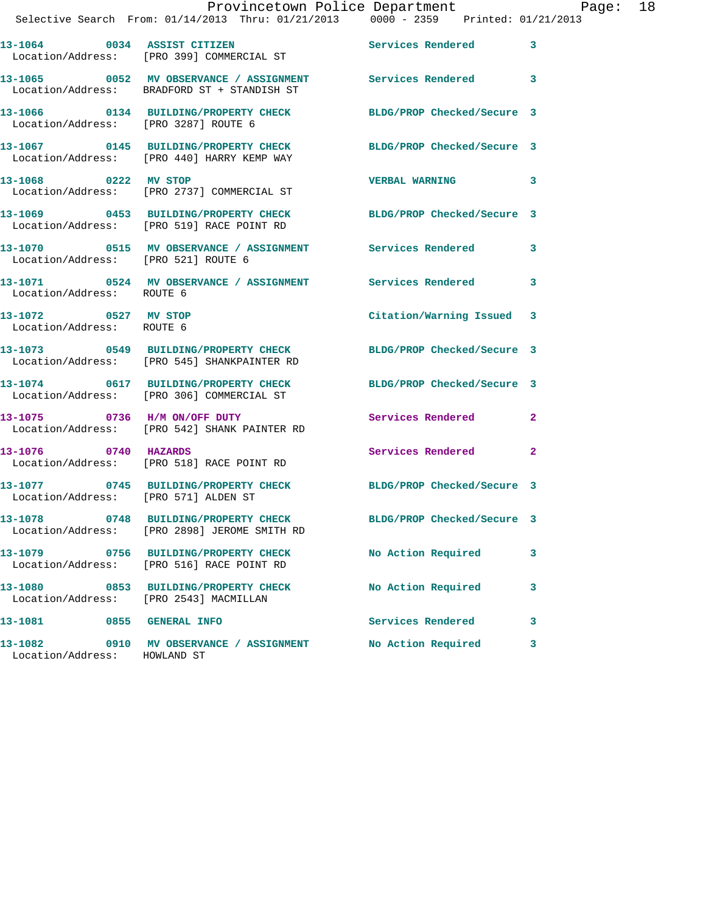**13-1064 0034 ASSIST CITIZEN** Services Rendered 3
Location/Address: [PRO 399] COMMERCIAL ST

**13-1065 0052 MV OBSERVANCE / ASSIGNMENT** Services Rendered 3
Location/Address: BRADFORD ST + STANDISH ST

**13-1066 0134 BUILDING/PROPERTY CHECK** BLDG/PROP Checked/Secure 3
Location/Address: [PRO 3287] ROUTE 6

**13-1067 0145 BUILDING/PROPERTY CHECK** BLDG/PROP Checked/Secure 3
Location/Address: [PRO 440] HARRY KEMP WAY

**13-1068 0222 MV STOP** VERBAL WARNING 3
Location/Address: [PRO 2737] COMMERCIAL ST

**13-1069 0453 BUILDING/PROPERTY CHECK** BLDG/PROP Checked/Secure 3
Location/Address: [PRO 519] RACE POINT RD

**13-1070 0515 MV OBSERVANCE / ASSIGNMENT** Services Rendered 3
Location/Address: [PRO 521] ROUTE 6

**13-1071 0524 MV OBSERVANCE / ASSIGNMENT** Services Rendered 3
Location/Address: ROUTE 6

**13-1072 0527 MV STOP** Citation/Warning Issued 3
Location/Address: ROUTE 6

**13-1073 0549 BUILDING/PROPERTY CHECK** BLDG/PROP Checked/Secure 3
Location/Address: [PRO 545] SHANKPAINTER RD

**13-1074 0617 BUILDING/PROPERTY CHECK** BLDG/PROP Checked/Secure 3
Location/Address: [PRO 306] COMMERCIAL ST

**13-1075 0736 H/M ON/OFF DUTY** Services Rendered 2
Location/Address: [PRO 542] SHANK PAINTER RD

**13-1076 0740 HAZARDS** Services Rendered 2
Location/Address: [PRO 518] RACE POINT RD

**13-1077 0745 BUILDING/PROPERTY CHECK** BLDG/PROP Checked/Secure 3
Location/Address: [PRO 571] ALDEN ST

**13-1078 0748 BUILDING/PROPERTY CHECK** BLDG/PROP Checked/Secure 3
Location/Address: [PRO 2898] JEROME SMITH RD

**13-1079 0756 BUILDING/PROPERTY CHECK** No Action Required 3
Location/Address: [PRO 516] RACE POINT RD

**13-1080 0853 BUILDING/PROPERTY CHECK** No Action Required 3
Location/Address: [PRO 2543] MACMILLAN

**13-1081 0855 GENERAL INFO** Services Rendered 3

**13-1082 0910 MV OBSERVANCE / ASSIGNMENT** No Action Required 3
Location/Address: HOWLAND ST